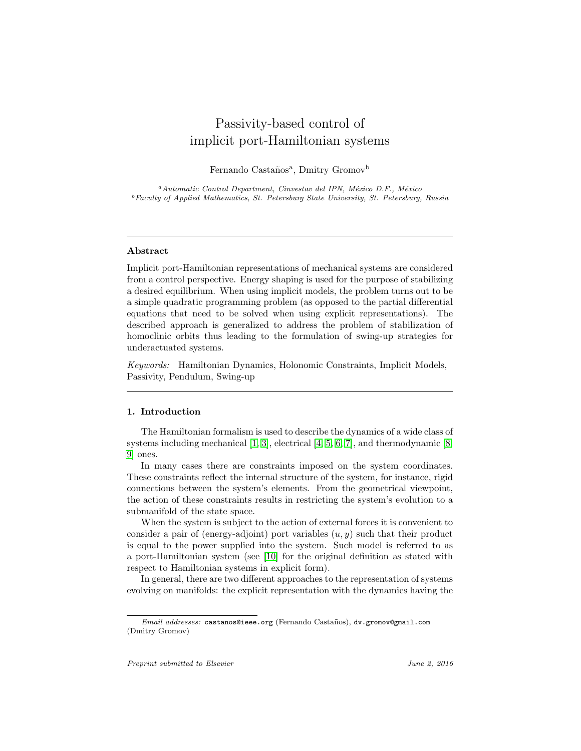# Passivity-based control of implicit port-Hamiltonian systems

Fernando Castaños[a], Dmitry Gromov[b]

[a]*Automatic Control Department, Cinvestav del IPN, México D.F., México*
[b]*Faculty of Applied Mathematics, St. Petersburg State University, St. Petersburg, Russia*

---

## Abstract

Implicit port-Hamiltonian representations of mechanical systems are considered from a control perspective. Energy shaping is used for the purpose of stabilizing a desired equilibrium. When using implicit models, the problem turns out to be a simple quadratic programming problem (as opposed to the partial differential equations that need to be solved when using explicit representations). The described approach is generalized to address the problem of stabilization of homoclinic orbits thus leading to the formulation of swing-up strategies for underactuated systems.

*Keywords:* Hamiltonian Dynamics, Holonomic Constraints, Implicit Models, Passivity, Pendulum, Swing-up

---

## 1. Introduction

The Hamiltonian formalism is used to describe the dynamics of a wide class of systems including mechanical [1, 3], electrical [4, 5, 6, 7], and thermodynamic [8, 9] ones.

In many cases there are constraints imposed on the system coordinates. These constraints reflect the internal structure of the system, for instance, rigid connections between the system's elements. From the geometrical viewpoint, the action of these constraints results in restricting the system's evolution to a submanifold of the state space.

When the system is subject to the action of external forces it is convenient to consider a pair of (energy-adjoint) port variables $(u, y)$ such that their product is equal to the power supplied into the system. Such model is referred to as a port-Hamiltonian system (see [10] for the original definition as stated with respect to Hamiltonian systems in explicit form).

In general, there are two different approaches to the representation of systems evolving on manifolds: the explicit representation with the dynamics having the

*Email addresses:* castanos@ieee.org (Fernando Castaños), dv.gromov@gmail.com (Dmitry Gromov)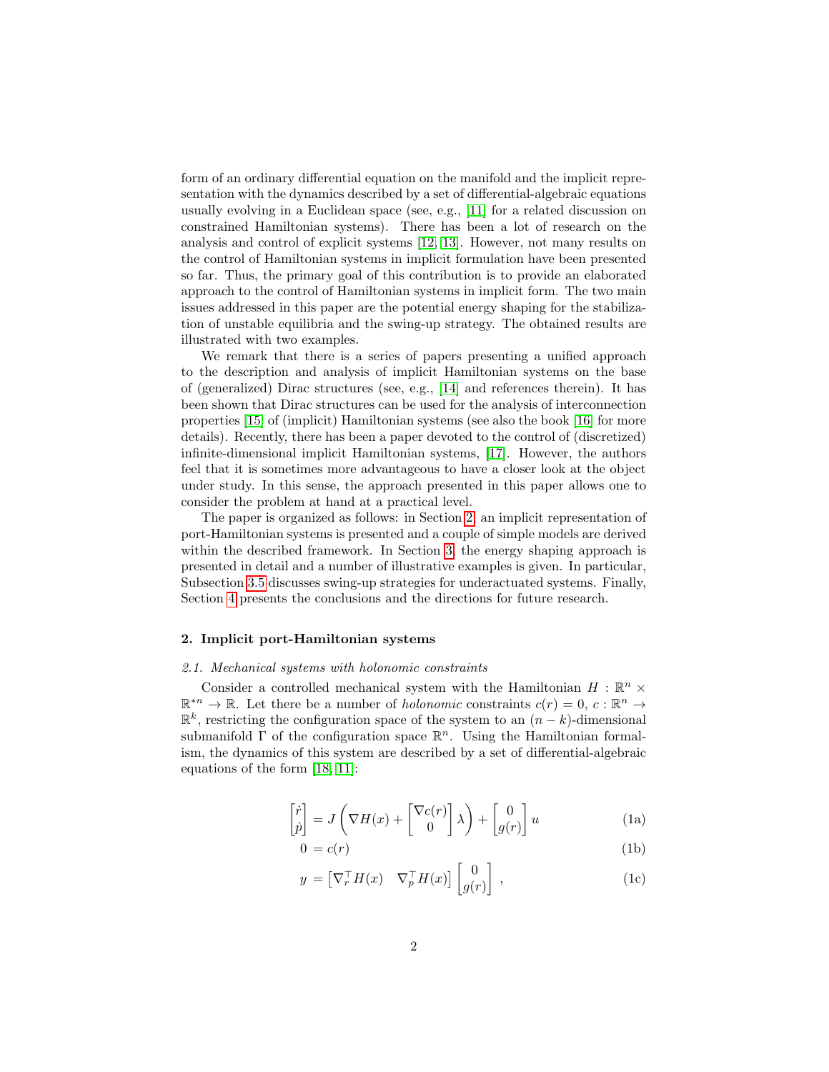form of an ordinary differential equation on the manifold and the implicit representation with the dynamics described by a set of differential-algebraic equations usually evolving in a Euclidean space (see, e.g., [11] for a related discussion on constrained Hamiltonian systems). There has been a lot of research on the analysis and control of explicit systems [12, 13]. However, not many results on the control of Hamiltonian systems in implicit formulation have been presented so far. Thus, the primary goal of this contribution is to provide an elaborated approach to the control of Hamiltonian systems in implicit form. The two main issues addressed in this paper are the potential energy shaping for the stabilization of unstable equilibria and the swing-up strategy. The obtained results are illustrated with two examples.

We remark that there is a series of papers presenting a unified approach to the description and analysis of implicit Hamiltonian systems on the base of (generalized) Dirac structures (see, e.g., [14] and references therein). It has been shown that Dirac structures can be used for the analysis of interconnection properties [15] of (implicit) Hamiltonian systems (see also the book [16] for more details). Recently, there has been a paper devoted to the control of (discretized) infinite-dimensional implicit Hamiltonian systems, [17]. However, the authors feel that it is sometimes more advantageous to have a closer look at the object under study. In this sense, the approach presented in this paper allows one to consider the problem at hand at a practical level.

The paper is organized as follows: in Section 2, an implicit representation of port-Hamiltonian systems is presented and a couple of simple models are derived within the described framework. In Section 3, the energy shaping approach is presented in detail and a number of illustrative examples is given. In particular, Subsection 3.5 discusses swing-up strategies for underactuated systems. Finally, Section 4 presents the conclusions and the directions for future research.

## 2. Implicit port-Hamiltonian systems

### *2.1. Mechanical systems with holonomic constraints*

Consider a controlled mechanical system with the Hamiltonian $H : \mathbb{R}^n \times \mathbb{R}^{*n} \to \mathbb{R}$. Let there be a number of *holonomic* constraints $c(r) = 0$, $c : \mathbb{R}^n \to \mathbb{R}^k$, restricting the configuration space of the system to an $(n-k)$-dimensional submanifold $\Gamma$ of the configuration space $\mathbb{R}^n$. Using the Hamiltonian formalism, the dynamics of this system are described by a set of differential-algebraic equations of the form [18, 11]:

$$
\begin{bmatrix} \dot{r} \\ \dot{p} \end{bmatrix} = J \left( \nabla H(x) + \begin{bmatrix} \nabla c(r) \\ 0 \end{bmatrix} \lambda \right) + \begin{bmatrix} 0 \\ g(r) \end{bmatrix} u \tag{1a}
$$

$$
0 = c(r) \tag{1b}
$$

$$
y = \begin{bmatrix} \nabla_r^\top H(x) & \nabla_p^\top H(x) \end{bmatrix} \begin{bmatrix} 0 \\ g(r) \end{bmatrix} , \tag{1c}
$$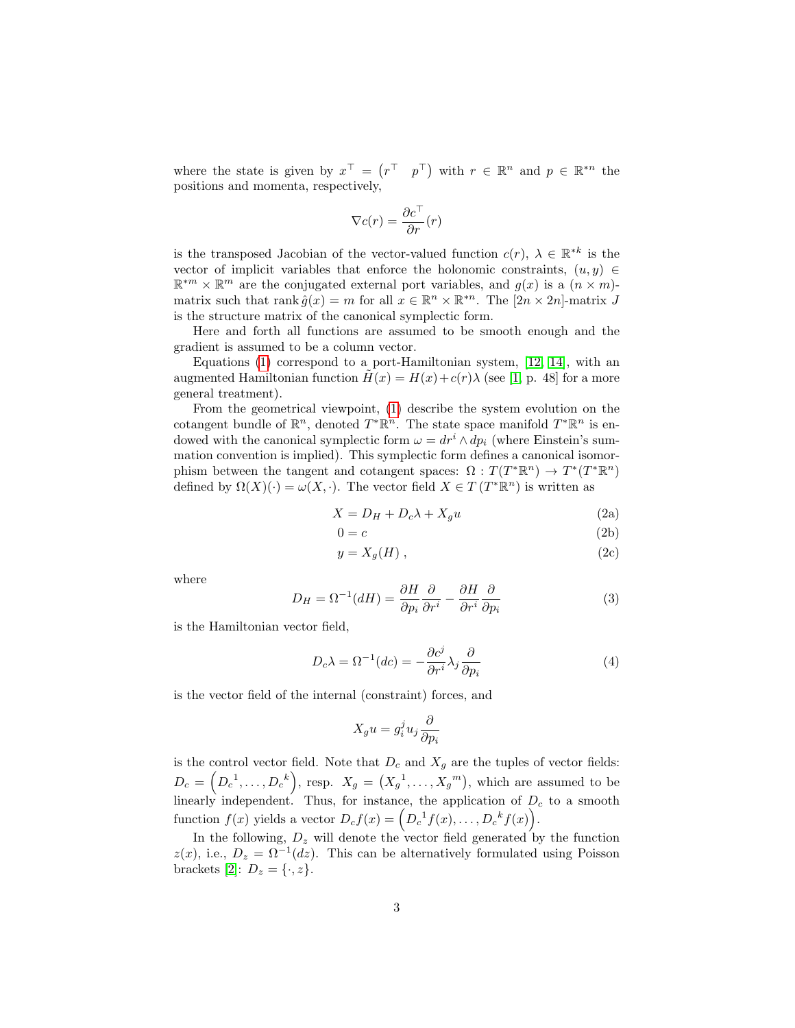where the state is given by $x^\top = \begin{pmatrix} r^\top & p^\top \end{pmatrix}$ with $r \in \mathbb{R}^n$ and $p \in \mathbb{R}^{*n}$ the positions and momenta, respectively,

$$\nabla c(r) = \frac{\partial c^\top}{\partial r}(r)$$

is the transposed Jacobian of the vector-valued function $c(r)$, $\lambda \in \mathbb{R}^{*k}$ is the vector of implicit variables that enforce the holonomic constraints, $(u, y) \in \mathbb{R}^{*m} \times \mathbb{R}^m$ are the conjugated external port variables, and $g(x)$ is a $(n \times m)$-matrix such that $\operatorname{rank} \hat{g}(x) = m$ for all $x \in \mathbb{R}^n \times \mathbb{R}^{*n}$. The $[2n \times 2n]$-matrix $J$ is the structure matrix of the canonical symplectic form.

Here and forth all functions are assumed to be smooth enough and the gradient is assumed to be a column vector.

Equations (1) correspond to a port-Hamiltonian system, [12, 14], with an augmented Hamiltonian function $\tilde{H}(x) = H(x) + c(r)\lambda$ (see [1, p. 48] for a more general treatment).

From the geometrical viewpoint, (1) describe the system evolution on the cotangent bundle of $\mathbb{R}^n$, denoted $T^*\mathbb{R}^n$. The state space manifold $T^*\mathbb{R}^n$ is endowed with the canonical symplectic form $\omega = dr^i \wedge dp_i$ (where Einstein's summation convention is implied). This symplectic form defines a canonical isomorphism between the tangent and cotangent spaces: $\Omega : T(T^*\mathbb{R}^n) \to T^*(T^*\mathbb{R}^n)$ defined by $\Omega(X)(\cdot) = \omega(X, \cdot)$. The vector field $X \in T\,(T^*\mathbb{R}^n)$ is written as

$$X = D_H + D_c\lambda + X_g u \tag{2a}$$

$$0 = c \tag{2b}$$

$$y = X_g(H)\,, \tag{2c}$$

where

$$D_H = \Omega^{-1}(dH) = \frac{\partial H}{\partial p_i}\frac{\partial}{\partial r^i} - \frac{\partial H}{\partial r^i}\frac{\partial}{\partial p_i} \tag{3}$$

is the Hamiltonian vector field,

$$D_c\lambda = \Omega^{-1}(dc) = -\frac{\partial c^j}{\partial r^i}\lambda_j\frac{\partial}{\partial p_i} \tag{4}$$

is the vector field of the internal (constraint) forces, and

$$X_g u = g_i^j u_j \frac{\partial}{\partial p_i}$$

is the control vector field. Note that $D_c$ and $X_g$ are the tuples of vector fields: $D_c = \left({D_c}^1, \ldots, {D_c}^k\right)$, resp. $X_g = \left({X_g}^1, \ldots, {X_g}^m\right)$, which are assumed to be linearly independent. Thus, for instance, the application of $D_c$ to a smooth function $f(x)$ yields a vector $D_c f(x) = \left({D_c}^1 f(x), \ldots, {D_c}^k f(x)\right)$.

In the following, $D_z$ will denote the vector field generated by the function $z(x)$, i.e., $D_z = \Omega^{-1}(dz)$. This can be alternatively formulated using Poisson brackets [2]: $D_z = \{\cdot, z\}$.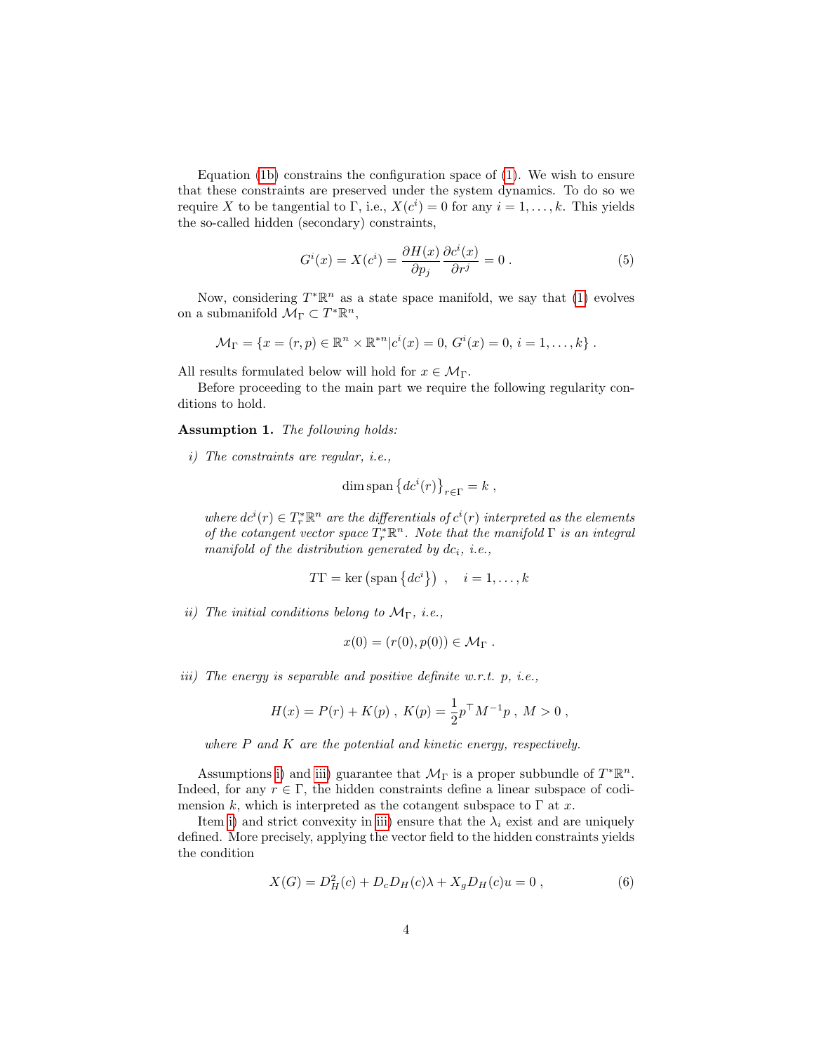Equation (1b) constrains the configuration space of (1). We wish to ensure that these constraints are preserved under the system dynamics. To do so we require $X$ to be tangential to $\Gamma$, i.e., $X(c^i) = 0$ for any $i = 1, \ldots, k$. This yields the so-called hidden (secondary) constraints,

$$G^i(x) = X(c^i) = \frac{\partial H(x)}{\partial p_j} \frac{\partial c^i(x)}{\partial r^j} = 0 \; . \tag{5}$$

Now, considering $T^*\mathbb{R}^n$ as a state space manifold, we say that (1) evolves on a submanifold $\mathcal{M}_\Gamma \subset T^*\mathbb{R}^n$,

$$\mathcal{M}_\Gamma = \{x = (r, p) \in \mathbb{R}^n \times \mathbb{R}^{*n} | c^i(x) = 0, \, G^i(x) = 0, \, i = 1, \ldots, k\} \; .$$

All results formulated below will hold for $x \in \mathcal{M}_\Gamma$.

Before proceeding to the main part we require the following regularity conditions to hold.

**Assumption 1.** *The following holds:*

*i) The constraints are regular, i.e.,*

$$\dim \operatorname{span} \left\{ dc^i(r) \right\}_{r \in \Gamma} = k \; ,$$

*where $dc^i(r) \in T_r^*\mathbb{R}^n$ are the differentials of $c^i(r)$ interpreted as the elements of the cotangent vector space $T_r^*\mathbb{R}^n$. Note that the manifold $\Gamma$ is an integral manifold of the distribution generated by $dc_i$, i.e.,*

$$T\Gamma = \ker \left( \operatorname{span} \left\{ dc^i \right\} \right) \; , \quad i = 1, \ldots, k$$

*ii) The initial conditions belong to $\mathcal{M}_\Gamma$, i.e.,*

$$x(0) = (r(0), p(0)) \in \mathcal{M}_\Gamma \; .$$

*iii) The energy is separable and positive definite w.r.t. $p$, i.e.,*

$$H(x) = P(r) + K(p) \; , \; K(p) = \frac{1}{2} p^\top M^{-1} p \; , \; M > 0 \; ,$$

*where $P$ and $K$ are the potential and kinetic energy, respectively.*

Assumptions i) and iii) guarantee that $\mathcal{M}_\Gamma$ is a proper subbundle of $T^*\mathbb{R}^n$. Indeed, for any $r \in \Gamma$, the hidden constraints define a linear subspace of codimension $k$, which is interpreted as the cotangent subspace to $\Gamma$ at $x$.

Item i) and strict convexity in iii) ensure that the $\lambda_i$ exist and are uniquely defined. More precisely, applying the vector field to the hidden constraints yields the condition

$$X(G) = D_H^2(c) + D_c D_H(c) \lambda + X_g D_H(c) u = 0 \; , \tag{6}$$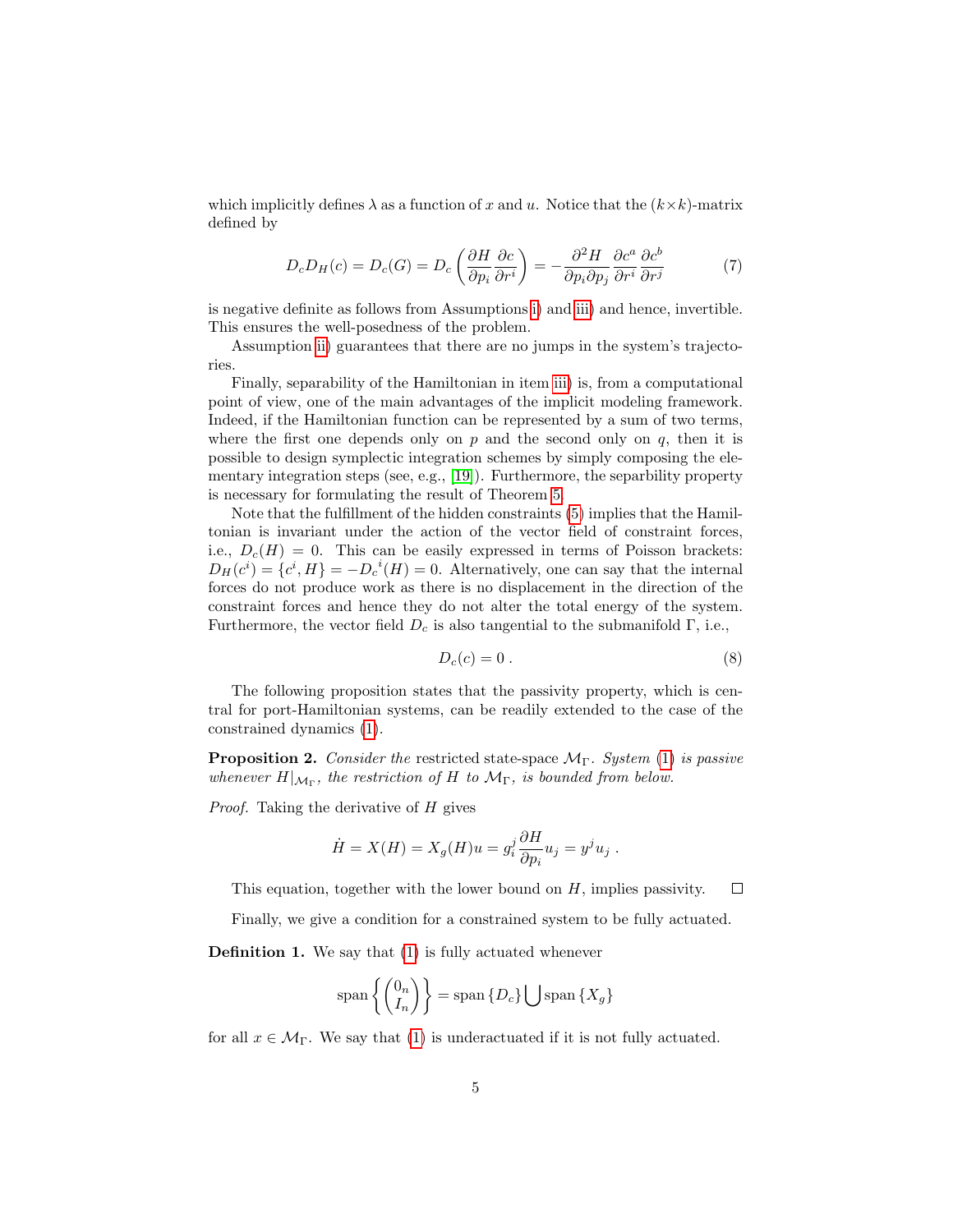which implicitly defines $\lambda$ as a function of $x$ and $u$. Notice that the $(k \times k)$-matrix defined by

$$D_c D_H(c) = D_c(G) = D_c\left(\frac{\partial H}{\partial p_i}\frac{\partial c}{\partial r^i}\right) = -\frac{\partial^2 H}{\partial p_i \partial p_j}\frac{\partial c^a}{\partial r^i}\frac{\partial c^b}{\partial r^j} \tag{7}$$

is negative definite as follows from Assumptions i) and iii) and hence, invertible. This ensures the well-posedness of the problem.

Assumption ii) guarantees that there are no jumps in the system's trajectories.

Finally, separability of the Hamiltonian in item iii) is, from a computational point of view, one of the main advantages of the implicit modeling framework. Indeed, if the Hamiltonian function can be represented by a sum of two terms, where the first one depends only on $p$ and the second only on $q$, then it is possible to design symplectic integration schemes by simply composing the elementary integration steps (see, e.g., [19]). Furthermore, the separability property is necessary for formulating the result of Theorem 5.

Note that the fulfillment of the hidden constraints (5) implies that the Hamiltonian is invariant under the action of the vector field of constraint forces, i.e., $D_c(H) = 0$. This can be easily expressed in terms of Poisson brackets: $D_H(c^i) = \{c^i, H\} = -{D_c}^i(H) = 0$. Alternatively, one can say that the internal forces do not produce work as there is no displacement in the direction of the constraint forces and hence they do not alter the total energy of the system. Furthermore, the vector field $D_c$ is also tangential to the submanifold $\Gamma$, i.e.,

$$D_c(c) = 0\,. \tag{8}$$

The following proposition states that the passivity property, which is central for port-Hamiltonian systems, can be readily extended to the case of the constrained dynamics (1).

**Proposition 2.** *Consider the* restricted state-space $\mathcal{M}_\Gamma$. *System* (1) *is passive whenever $H|_{\mathcal{M}_\Gamma}$, the restriction of $H$ to $\mathcal{M}_\Gamma$, is bounded from below.*

*Proof.* Taking the derivative of $H$ gives

$$\dot{H} = X(H) = X_g(H)u = g_i^j \frac{\partial H}{\partial p_i} u_j = y^j u_j\,.$$

This equation, together with the lower bound on $H$, implies passivity. $\square$

Finally, we give a condition for a constrained system to be fully actuated.

**Definition 1.** We say that (1) is fully actuated whenever

$$\operatorname{span}\left\{\begin{pmatrix} 0_n \\ I_n \end{pmatrix}\right\} = \operatorname{span}\{D_c\} \bigcup \operatorname{span}\{X_g\}$$

for all $x \in \mathcal{M}_\Gamma$. We say that (1) is underactuated if it is not fully actuated.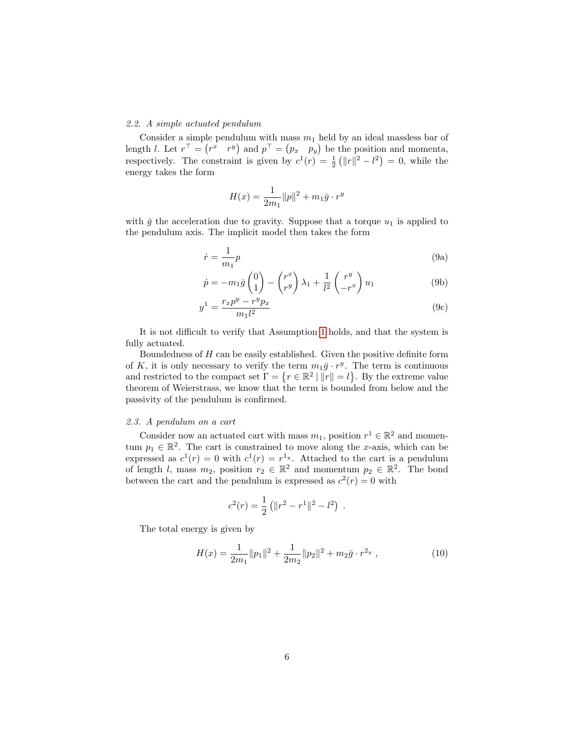### 2.2. A simple actuated pendulum

Consider a simple pendulum with mass $m_1$ held by an ideal massless bar of length $l$. Let $r^\top = \begin{pmatrix} r^x & r^y \end{pmatrix}$ and $p^\top = \begin{pmatrix} p_x & p_y \end{pmatrix}$ be the position and momenta, respectively. The constraint is given by $c^1(r) = \frac{1}{2}\left(\|r\|^2 - l^2\right) = 0$, while the energy takes the form

$$H(x) = \frac{1}{2m_1}\|p\|^2 + m_1\bar{g}\cdot r^y$$

with $\bar{g}$ the acceleration due to gravity. Suppose that a torque $u_1$ is applied to the pendulum axis. The implicit model then takes the form

$$\dot{r} = \frac{1}{m_1}p \tag{9a}$$

$$\dot{p} = -m_1\bar{g}\begin{pmatrix} 0 \\ 1 \end{pmatrix} - \begin{pmatrix} r^x \\ r^y \end{pmatrix}\lambda_1 + \frac{1}{l^2}\begin{pmatrix} r^y \\ -r^x \end{pmatrix}u_1 \tag{9b}$$

$$y^1 = \frac{r_x p^y - r^y p_x}{m_1 l^2} \tag{9c}$$

It is not difficult to verify that Assumption 1 holds, and that the system is fully actuated.

Boundedness of $H$ can be easily established. Given the positive definite form of $K$, it is only necessary to verify the term $m_1\bar{g}\cdot r^y$. The term is continuous and restricted to the compact set $\Gamma = \left\{r \in \mathbb{R}^2 \mid \|r\| = l\right\}$. By the extreme value theorem of Weierstrass, we know that the term is bounded from below and the passivity of the pendulum is confirmed.

### 2.3. A pendulum on a cart

Consider now an actuated cart with mass $m_1$, position $r^1 \in \mathbb{R}^2$ and momentum $p_1 \in \mathbb{R}^2$. The cart is constrained to move along the $x$-axis, which can be expressed as $c^1(r) = 0$ with $c^1(r) = r^{1_y}$. Attached to the cart is a pendulum of length $l$, mass $m_2$, position $r_2 \in \mathbb{R}^2$ and momentum $p_2 \in \mathbb{R}^2$. The bond between the cart and the pendulum is expressed as $c^2(r) = 0$ with

$$c^2(r) = \frac{1}{2}\left(\|r^2 - r^1\|^2 - l^2\right) .$$

The total energy is given by

$$H(x) = \frac{1}{2m_1}\|p_1\|^2 + \frac{1}{2m_2}\|p_2\|^2 + m_2\bar{g}\cdot r^{2_y} , \tag{10}$$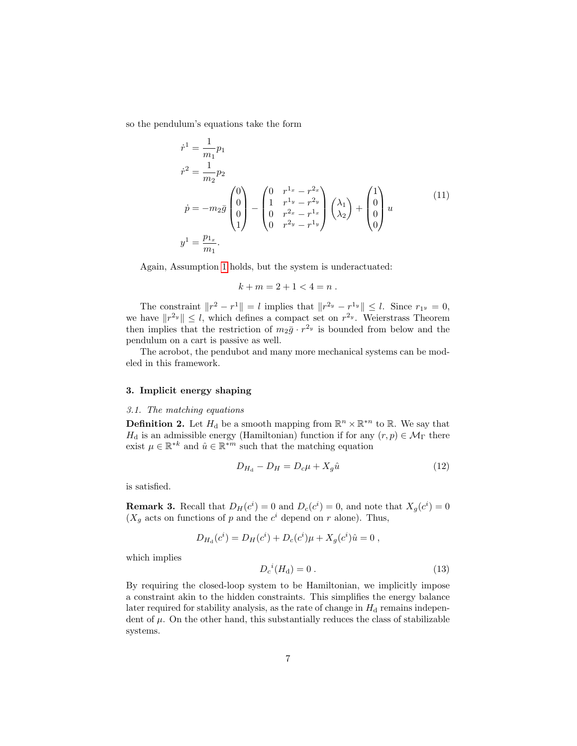so the pendulum's equations take the form

$$
\begin{aligned}
\dot{r}^1 &= \frac{1}{m_1} p_1 \\
\dot{r}^2 &= \frac{1}{m_2} p_2 \\
\dot{p} &= -m_2 \bar{g} \begin{pmatrix} 0 \\ 0 \\ 0 \\ 1 \end{pmatrix} - \begin{pmatrix} 0 & r^{1_x} - r^{2_x} \\ 1 & r^{1_y} - r^{2_y} \\ 0 & r^{2_x} - r^{1_x} \\ 0 & r^{2_y} - r^{1_y} \end{pmatrix} \begin{pmatrix} \lambda_1 \\ \lambda_2 \end{pmatrix} + \begin{pmatrix} 1 \\ 0 \\ 0 \\ 0 \end{pmatrix} u \\
y^1 &= \frac{p_{1_x}}{m_1} .
\end{aligned}
\tag{11}
$$

Again, Assumption 1 holds, but the system is underactuated:

$$
k + m = 2 + 1 < 4 = n \, .
$$

The constraint $\|r^2 - r^1\| = l$ implies that $\|r^{2_y} - r^{1_y}\| \leq l$. Since $r_{1^y} = 0$, we have $\|r^{2_y}\| \leq l$, which defines a compact set on $r^{2_y}$. Weierstrass Theorem then implies that the restriction of $m_2 \bar{g} \cdot r^{2_y}$ is bounded from below and the pendulum on a cart is passive as well.

The acrobot, the pendubot and many more mechanical systems can be modeled in this framework.

## 3. Implicit energy shaping

### *3.1. The matching equations*

**Definition 2.** Let $H_\mathrm{d}$ be a smooth mapping from $\mathbb{R}^n \times \mathbb{R}^{*n}$ to $\mathbb{R}$. We say that $H_\mathrm{d}$ is an admissible energy (Hamiltonian) function if for any $(r, p) \in \mathcal{M}_\Gamma$ there exist $\mu \in \mathbb{R}^{*k}$ and $\hat{u} \in \mathbb{R}^{*m}$ such that the matching equation

$$
D_{H_\mathrm{d}} - D_H = D_c \mu + X_g \hat{u} \tag{12}
$$

is satisfied.

**Remark 3.** Recall that $D_H(c^i) = 0$ and $D_c(c^i) = 0$, and note that $X_g(c^i) = 0$ ($X_g$ acts on functions of $p$ and the $c^i$ depend on $r$ alone). Thus,

$$
D_{H_\mathrm{d}}(c^i) = D_H(c^i) + D_c(c^i)\mu + X_g(c^i)\hat{u} = 0 \, ,
$$

which implies

$$
{D_c}^i(H_\mathrm{d}) = 0 \, . \tag{13}
$$

By requiring the closed-loop system to be Hamiltonian, we implicitly impose a constraint akin to the hidden constraints. This simplifies the energy balance later required for stability analysis, as the rate of change in $H_\mathrm{d}$ remains independent of $\mu$. On the other hand, this substantially reduces the class of stabilizable systems.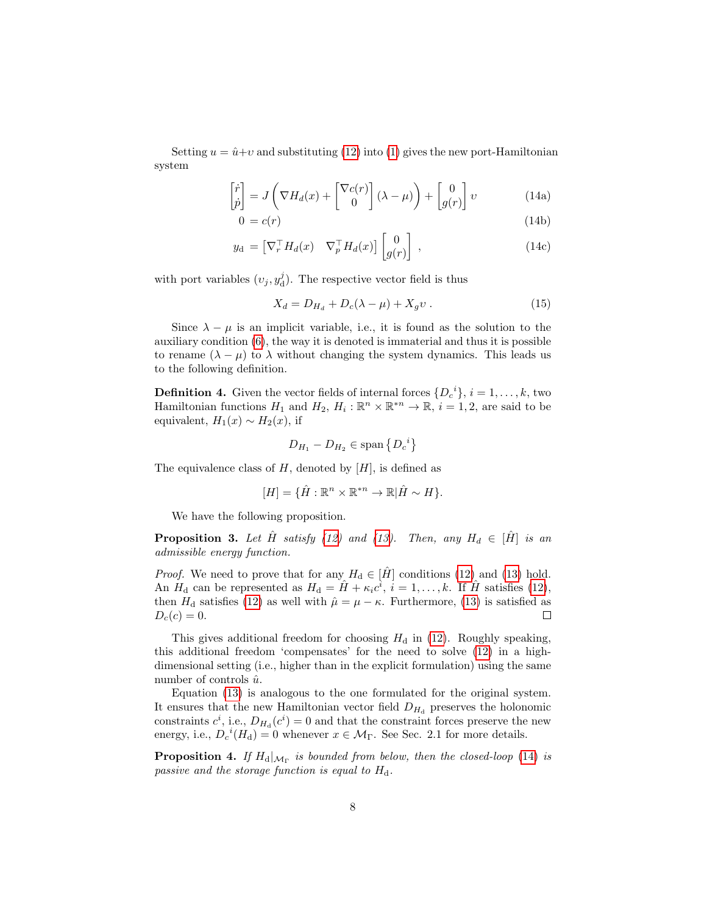Setting $u = \hat{u} + \upsilon$ and substituting (12) into (1) gives the new port-Hamiltonian system

$$
\begin{aligned}
\begin{bmatrix} \dot{r} \\ \dot{p} \end{bmatrix} &= J\left(\nabla H_d(x) + \begin{bmatrix} \nabla c(r) \\ 0 \end{bmatrix}(\lambda - \mu)\right) + \begin{bmatrix} 0 \\ g(r) \end{bmatrix}\upsilon && \text{(14a)} \\
0 &= c(r) && \text{(14b)} \\
y_{\mathrm{d}} &= \begin{bmatrix} \nabla_r^\top H_d(x) & \nabla_p^\top H_d(x) \end{bmatrix} \begin{bmatrix} 0 \\ g(r) \end{bmatrix}, && \text{(14c)}
\end{aligned}
$$

with port variables $(\upsilon_j, y_{\mathrm{d}}^j)$. The respective vector field is thus

$$
X_d = D_{H_d} + D_c(\lambda - \mu) + X_g \upsilon \,. \tag{15}
$$

Since $\lambda - \mu$ is an implicit variable, i.e., it is found as the solution to the auxiliary condition (6), the way it is denoted is immaterial and thus it is possible to rename $(\lambda - \mu)$ to $\lambda$ without changing the system dynamics. This leads us to the following definition.

**Definition 4.** Given the vector fields of internal forces $\{{D_c}^i\}$, $i = 1, \ldots, k$, two Hamiltonian functions $H_1$ and $H_2$, $H_i : \mathbb{R}^n \times \mathbb{R}^{*n} \to \mathbb{R}$, $i = 1, 2$, are said to be equivalent, $H_1(x) \sim H_2(x)$, if

$$
D_{H_1} - D_{H_2} \in \operatorname{span}\left\{{D_c}^i\right\}
$$

The equivalence class of $H$, denoted by $[H]$, is defined as

$$
[H] = \{\hat{H} : \mathbb{R}^n \times \mathbb{R}^{*n} \to \mathbb{R} | \hat{H} \sim H\}.
$$

We have the following proposition.

**Proposition 3.** *Let $\hat{H}$ satisfy (12) and (13). Then, any $H_d \in [\hat{H}]$ is an admissible energy function.*

*Proof.* We need to prove that for any $H_{\mathrm{d}} \in [\hat{H}]$ conditions (12) and (13) hold. An $H_{\mathrm{d}}$ can be represented as $H_{\mathrm{d}} = \hat{H} + \kappa_i c^i$, $i = 1, \ldots, k$. If $\hat{H}$ satisfies (12), then $H_{\mathrm{d}}$ satisfies (12) as well with $\hat{\mu} = \mu - \kappa$. Furthermore, (13) is satisfied as $D_c(c) = 0$. □

This gives additional freedom for choosing $H_{\mathrm{d}}$ in (12). Roughly speaking, this additional freedom 'compensates' for the need to solve (12) in a high-dimensional setting (i.e., higher than in the explicit formulation) using the same number of controls $\hat{u}$.

Equation (13) is analogous to the one formulated for the original system. It ensures that the new Hamiltonian vector field $D_{H_{\mathrm{d}}}$ preserves the holonomic constraints $c^i$, i.e., $D_{H_{\mathrm{d}}}(c^i) = 0$ and that the constraint forces preserve the new energy, i.e., ${D_c}^i(H_{\mathrm{d}}) = 0$ whenever $x \in \mathcal{M}_\Gamma$. See Sec. 2.1 for more details.

**Proposition 4.** *If $H_{\mathrm{d}}|_{\mathcal{M}_\Gamma}$ is bounded from below, then the closed-loop (14) is passive and the storage function is equal to $H_{\mathrm{d}}$.*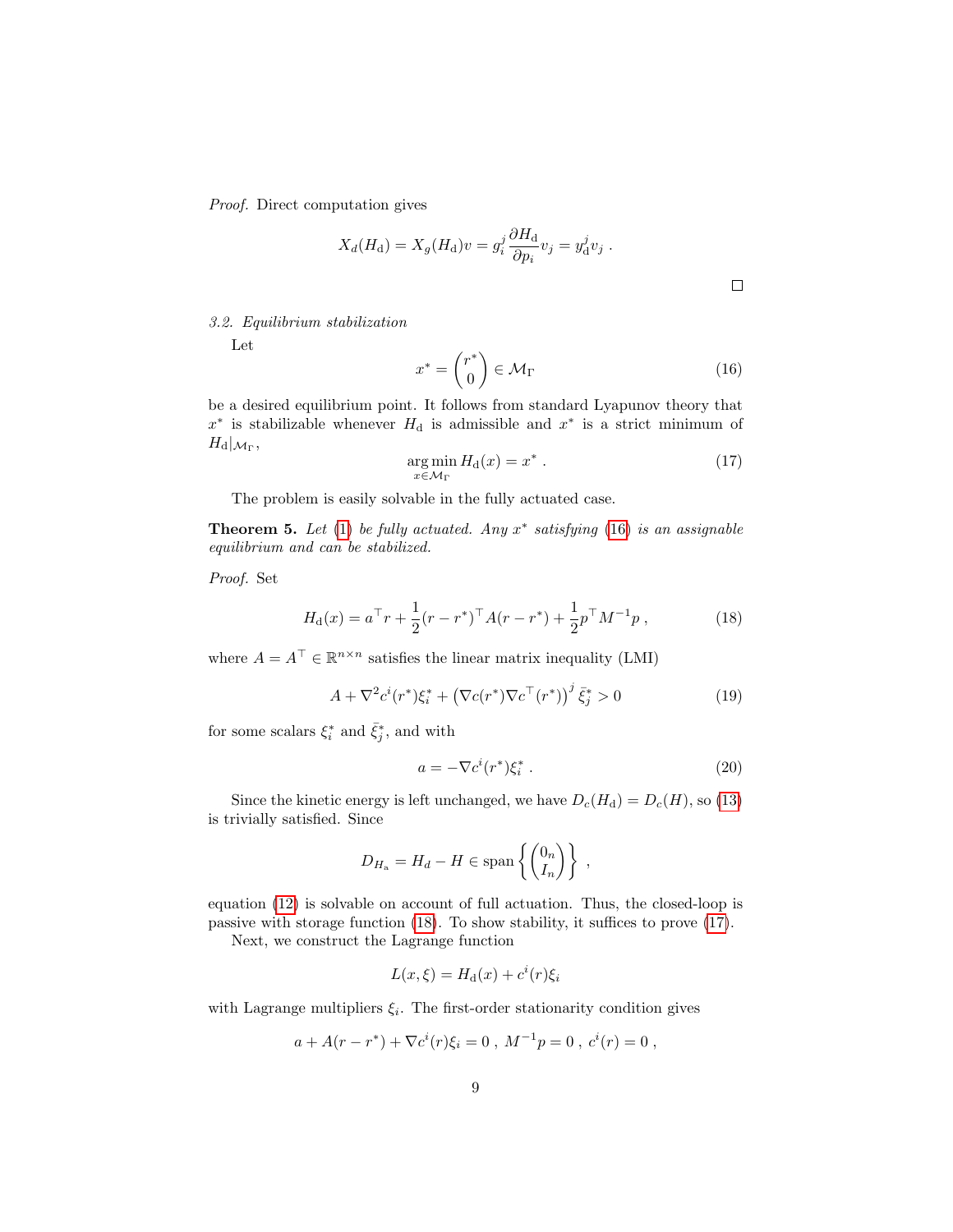*Proof.* Direct computation gives

$$X_d(H_\mathrm{d}) = X_g(H_\mathrm{d})v = g_i^j \frac{\partial H_\mathrm{d}}{\partial p_i} v_j = y_\mathrm{d}^j v_j \ .$$

□

### 3.2. Equilibrium stabilization

Let

$$x^* = \begin{pmatrix} r^* \\ 0 \end{pmatrix} \in \mathcal{M}_\Gamma \tag{16}$$

be a desired equilibrium point. It follows from standard Lyapunov theory that $x^*$ is stabilizable whenever $H_\mathrm{d}$ is admissible and $x^*$ is a strict minimum of $H_\mathrm{d}|_{\mathcal{M}_\Gamma}$,

$$\underset{x \in \mathcal{M}_\Gamma}{\arg\min}\, H_\mathrm{d}(x) = x^* \ . \tag{17}$$

The problem is easily solvable in the fully actuated case.

**Theorem 5.** *Let (1) be fully actuated. Any $x^*$ satisfying (16) is an assignable equilibrium and can be stabilized.*

*Proof.* Set

$$H_\mathrm{d}(x) = a^\top r + \frac{1}{2}(r - r^*)^\top A (r - r^*) + \frac{1}{2} p^\top M^{-1} p \ , \tag{18}$$

where $A = A^\top \in \mathbb{R}^{n \times n}$ satisfies the linear matrix inequality (LMI)

$$A + \nabla^2 c^i(r^*) \xi_i^* + \left(\nabla c(r^*) \nabla c^\top (r^*)\right)^j \bar{\xi}_j^* > 0 \tag{19}$$

for some scalars $\xi_i^*$ and $\bar{\xi}_j^*$, and with

$$a = -\nabla c^i(r^*) \xi_i^* \ . \tag{20}$$

Since the kinetic energy is left unchanged, we have $D_c(H_\mathrm{d}) = D_c(H)$, so (13) is trivially satisfied. Since

$$D_{H_\mathrm{a}} = H_d - H \in \mathrm{span}\left\{ \begin{pmatrix} 0_n \\ I_n \end{pmatrix} \right\} \ ,$$

equation (12) is solvable on account of full actuation. Thus, the closed-loop is passive with storage function (18). To show stability, it suffices to prove (17).

Next, we construct the Lagrange function

$$L(x, \xi) = H_\mathrm{d}(x) + c^i(r) \xi_i$$

with Lagrange multipliers $\xi_i$. The first-order stationarity condition gives

$$a + A(r - r^*) + \nabla c^i(r) \xi_i = 0 \ , \ M^{-1} p = 0 \ , \ c^i(r) = 0 \ ,$$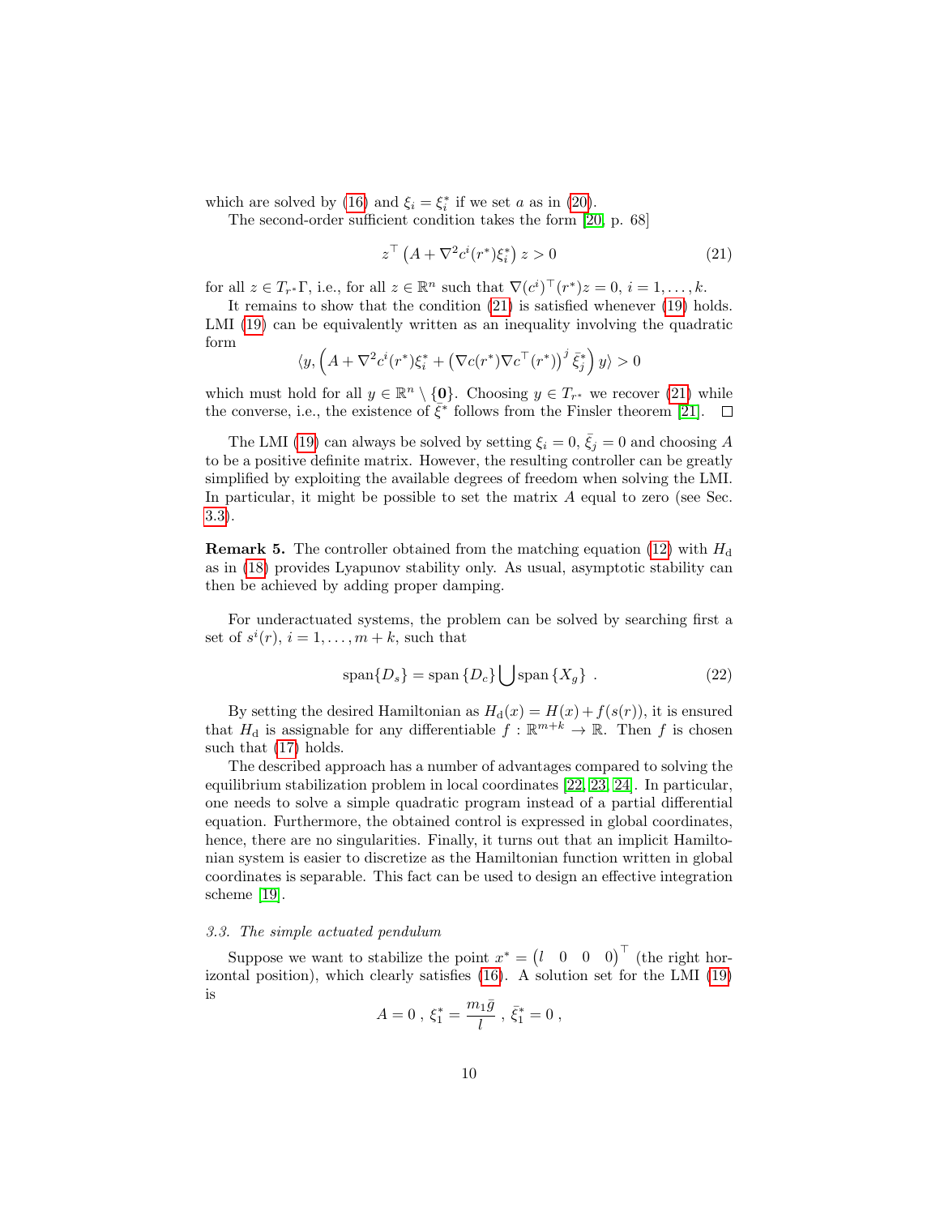which are solved by (16) and $\xi_i = \xi_i^*$ if we set $a$ as in (20).

The second-order sufficient condition takes the form [20, p. 68]

$$z^\top \left(A + \nabla^2 c^i(r^*)\xi_i^*\right) z > 0 \tag{21}$$

for all $z \in T_{r^*}\Gamma$, i.e., for all $z \in \mathbb{R}^n$ such that $\nabla(c^i)^\top(r^*)z = 0$, $i = 1, \ldots, k$.

It remains to show that the condition (21) is satisfied whenever (19) holds. LMI (19) can be equivalently written as an inequality involving the quadratic form

$$\langle y, \left(A + \nabla^2 c^i(r^*)\xi_i^* + \left(\nabla c(r^*)\nabla c^\top(r^*)\right)^j \bar{\xi}_j^*\right) y\rangle > 0$$

which must hold for all $y \in \mathbb{R}^n \setminus \{\mathbf{0}\}$. Choosing $y \in T_{r^*}$ we recover (21) while the converse, i.e., the existence of $\bar{\xi}^*$ follows from the Finsler theorem [21]. □

The LMI (19) can always be solved by setting $\xi_i = 0$, $\bar{\xi}_j = 0$ and choosing $A$ to be a positive definite matrix. However, the resulting controller can be greatly simplified by exploiting the available degrees of freedom when solving the LMI. In particular, it might be possible to set the matrix $A$ equal to zero (see Sec. 3.3).

**Remark 5.** The controller obtained from the matching equation (12) with $H_\mathrm{d}$ as in (18) provides Lyapunov stability only. As usual, asymptotic stability can then be achieved by adding proper damping.

For underactuated systems, the problem can be solved by searching first a set of $s^i(r)$, $i = 1, \ldots, m+k$, such that

$$\operatorname{span}\{D_s\} = \operatorname{span}\{D_c\} \bigcup \operatorname{span}\{X_g\} \ . \tag{22}$$

By setting the desired Hamiltonian as $H_\mathrm{d}(x) = H(x) + f(s(r))$, it is ensured that $H_\mathrm{d}$ is assignable for any differentiable $f : \mathbb{R}^{m+k} \to \mathbb{R}$. Then $f$ is chosen such that (17) holds.

The described approach has a number of advantages compared to solving the equilibrium stabilization problem in local coordinates [22, 23, 24]. In particular, one needs to solve a simple quadratic program instead of a partial differential equation. Furthermore, the obtained control is expressed in global coordinates, hence, there are no singularities. Finally, it turns out that an implicit Hamiltonian system is easier to discretize as the Hamiltonian function written in global coordinates is separable. This fact can be used to design an effective integration scheme [19].

### 3.3. The simple actuated pendulum

Suppose we want to stabilize the point $x^* = \begin{pmatrix} l & 0 & 0 & 0 \end{pmatrix}^\top$ (the right horizontal position), which clearly satisfies (16). A solution set for the LMI (19) is

$$A = 0 \ , \ \xi_1^* = \frac{m_1 \bar{g}}{l} \ , \ \bar{\xi}_1^* = 0 \ ,$$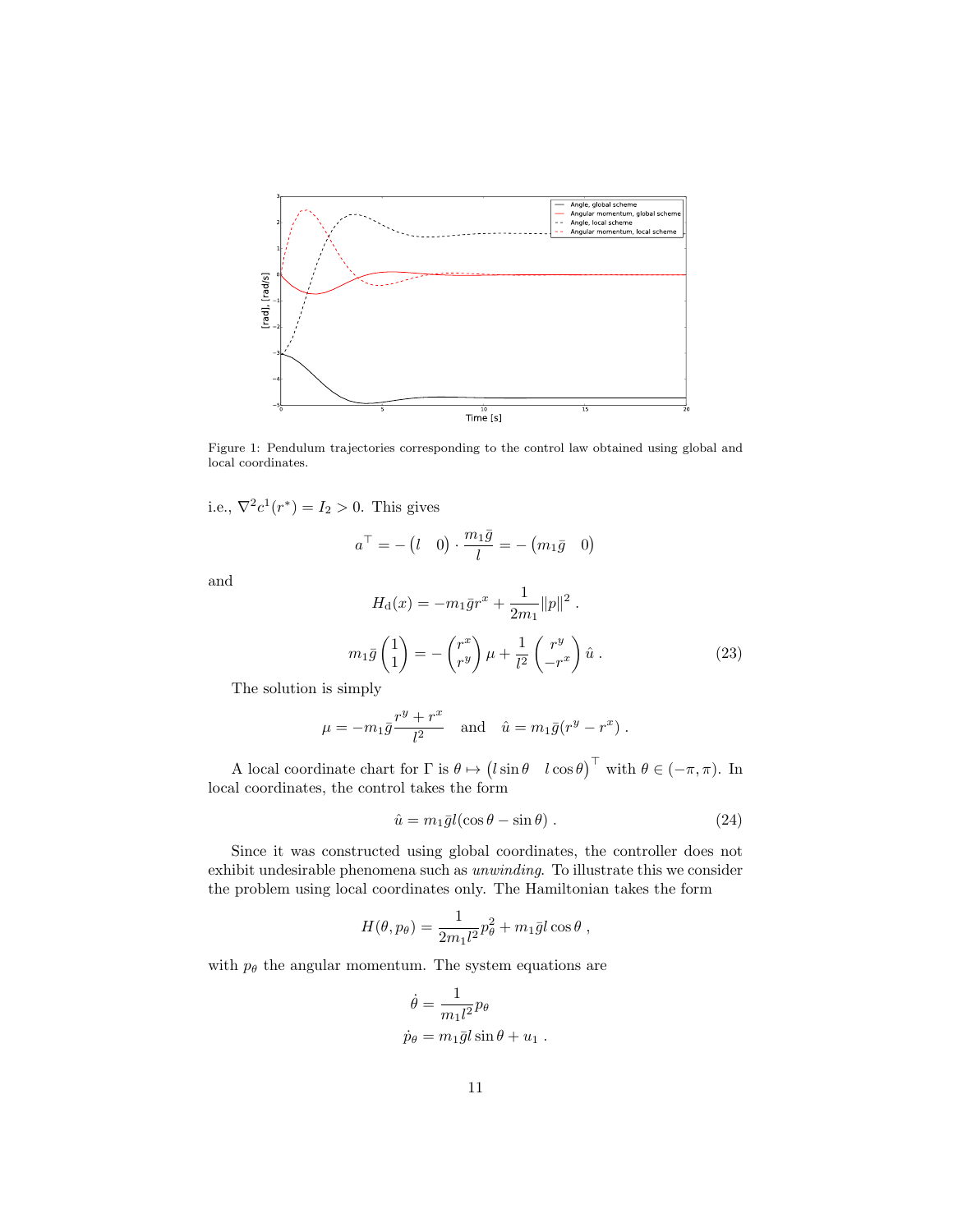Figure 1: Pendulum trajectories corresponding to the control law obtained using global and local coordinates.

i.e., $\nabla^2 c^1(r^*) = I_2 > 0$. This gives

$$a^\top = -\begin{pmatrix} l & 0 \end{pmatrix} \cdot \frac{m_1 \bar{g}}{l} = -\begin{pmatrix} m_1 \bar{g} & 0 \end{pmatrix}$$

and

$$H_\mathrm{d}(x) = -m_1 \bar{g} r^x + \frac{1}{2m_1} \|p\|^2 \, .$$

$$m_1 \bar{g} \begin{pmatrix} 1 \\ 1 \end{pmatrix} = -\begin{pmatrix} r^x \\ r^y \end{pmatrix} \mu + \frac{1}{l^2} \begin{pmatrix} r^y \\ -r^x \end{pmatrix} \hat{u} \, . \tag{23}$$

The solution is simply

$$\mu = -m_1 \bar{g} \frac{r^y + r^x}{l^2} \quad \text{and} \quad \hat{u} = m_1 \bar{g}(r^y - r^x) \, .$$

A local coordinate chart for $\Gamma$ is $\theta \mapsto \begin{pmatrix} l \sin\theta & l \cos\theta \end{pmatrix}^\top$ with $\theta \in (-\pi, \pi)$. In local coordinates, the control takes the form

$$\hat{u} = m_1 \bar{g} l (\cos\theta - \sin\theta) \, . \tag{24}$$

Since it was constructed using global coordinates, the controller does not exhibit undesirable phenomena such as *unwinding*. To illustrate this we consider the problem using local coordinates only. The Hamiltonian takes the form

$$H(\theta, p_\theta) = \frac{1}{2m_1 l^2} p_\theta^2 + m_1 \bar{g} l \cos\theta \, ,$$

with $p_\theta$ the angular momentum. The system equations are

$$\begin{aligned} \dot{\theta} &= \frac{1}{m_1 l^2} p_\theta \\ \dot{p}_\theta &= m_1 \bar{g} l \sin\theta + u_1 \, . \end{aligned}$$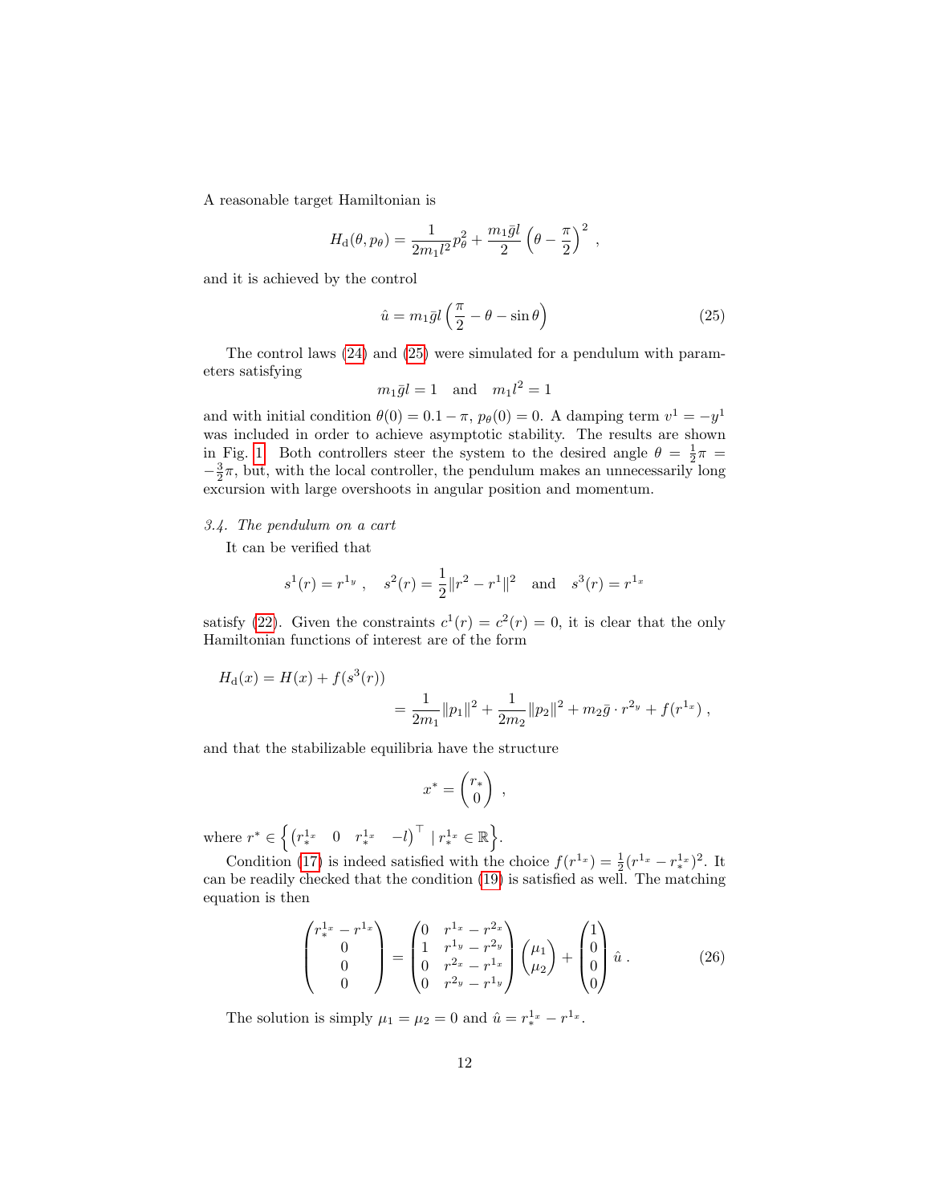A reasonable target Hamiltonian is

$$H_{\mathrm{d}}(\theta, p_\theta) = \frac{1}{2m_1 l^2} p_\theta^2 + \frac{m_1 \bar{g} l}{2} \left(\theta - \frac{\pi}{2}\right)^2 ,$$

and it is achieved by the control

$$\hat{u} = m_1 \bar{g} l \left(\frac{\pi}{2} - \theta - \sin\theta\right) \tag{25}$$

The control laws (24) and (25) were simulated for a pendulum with parameters satisfying

$$m_1 \bar{g} l = 1 \quad \text{and} \quad m_1 l^2 = 1$$

and with initial condition $\theta(0) = 0.1 - \pi$, $p_\theta(0) = 0$. A damping term $v^1 = -y^1$ was included in order to achieve asymptotic stability. The results are shown in Fig. 1. Both controllers steer the system to the desired angle $\theta = \frac{1}{2}\pi = -\frac{3}{2}\pi$, but, with the local controller, the pendulum makes an unnecessarily long excursion with large overshoots in angular position and momentum.

*3.4. The pendulum on a cart*

It can be verified that

$$s^1(r) = r^{1_y} , \quad s^2(r) = \frac{1}{2}\|r^2 - r^1\|^2 \quad \text{and} \quad s^3(r) = r^{1_x}$$

satisfy (22). Given the constraints $c^1(r) = c^2(r) = 0$, it is clear that the only Hamiltonian functions of interest are of the form

$$\begin{aligned} H_{\mathrm{d}}(x) &= H(x) + f(s^3(r)) \\ &= \frac{1}{2m_1}\|p_1\|^2 + \frac{1}{2m_2}\|p_2\|^2 + m_2 \bar{g} \cdot r^{2_y} + f(r^{1_x}) , \end{aligned}$$

and that the stabilizable equilibria have the structure

$$x^* = \begin{pmatrix} r_* \\ 0 \end{pmatrix} ,$$

where $r^* \in \left\{ \begin{pmatrix} r_*^{1_x} & 0 & r_*^{1_x} & -l \end{pmatrix}^\top \mid r_*^{1_x} \in \mathbb{R} \right\}$.

Condition (17) is indeed satisfied with the choice $f(r^{1_x}) = \frac{1}{2}(r^{1_x} - r_*^{1_x})^2$. It can be readily checked that the condition (19) is satisfied as well. The matching equation is then

$$\begin{pmatrix} r_*^{1_x} - r^{1_x} \\ 0 \\ 0 \\ 0 \end{pmatrix} = \begin{pmatrix} 0 & r^{1_x} - r^{2_x} \\ 1 & r^{1_y} - r^{2_y} \\ 0 & r^{2_x} - r^{1_x} \\ 0 & r^{2_y} - r^{1_y} \end{pmatrix} \begin{pmatrix} \mu_1 \\ \mu_2 \end{pmatrix} + \begin{pmatrix} 1 \\ 0 \\ 0 \\ 0 \end{pmatrix} \hat{u} . \tag{26}$$

The solution is simply $\mu_1 = \mu_2 = 0$ and $\hat{u} = r_*^{1_x} - r^{1_x}$.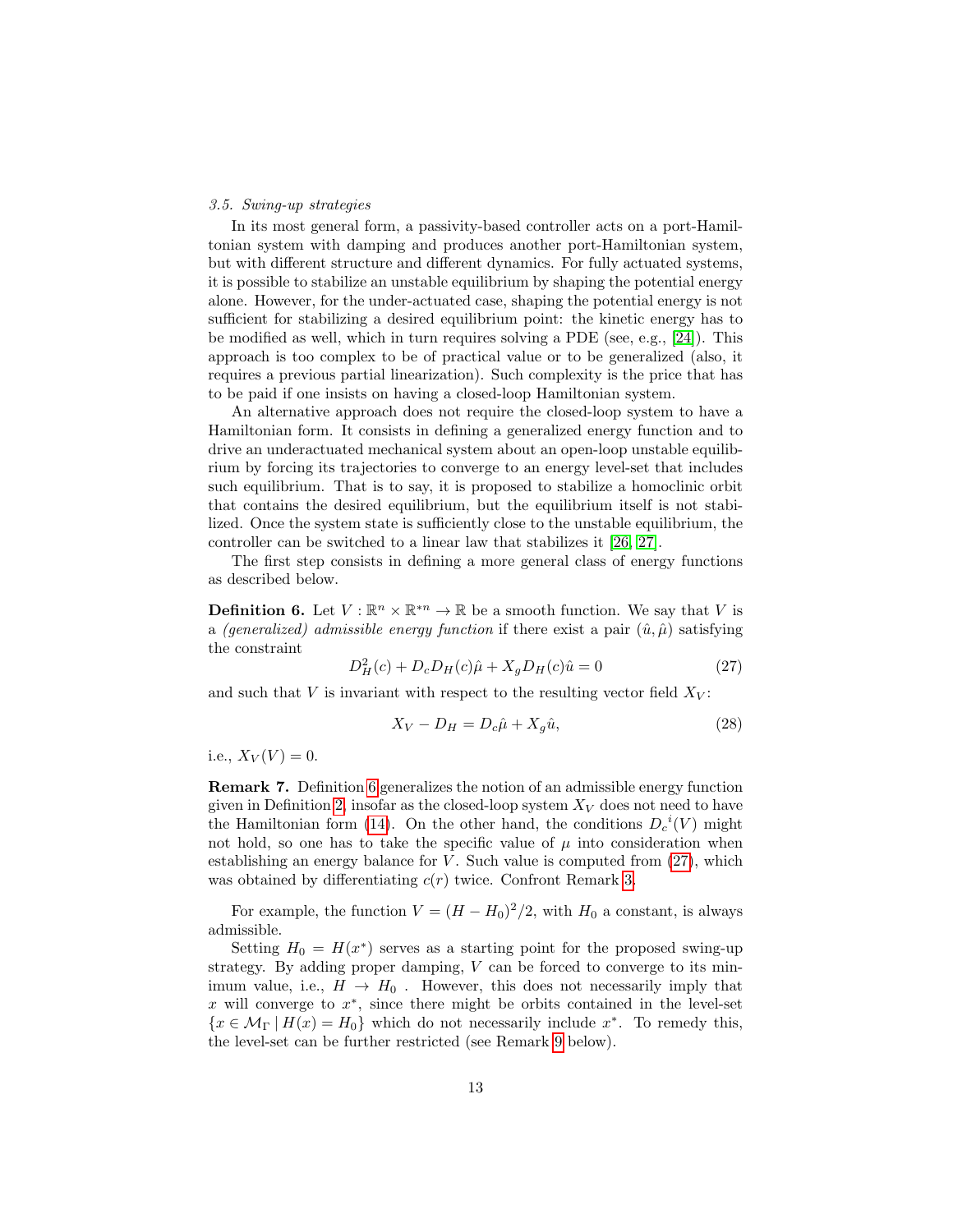### 3.5. Swing-up strategies

In its most general form, a passivity-based controller acts on a port-Hamiltonian system with damping and produces another port-Hamiltonian system, but with different structure and different dynamics. For fully actuated systems, it is possible to stabilize an unstable equilibrium by shaping the potential energy alone. However, for the under-actuated case, shaping the potential energy is not sufficient for stabilizing a desired equilibrium point: the kinetic energy has to be modified as well, which in turn requires solving a PDE (see, e.g., [24]). This approach is too complex to be of practical value or to be generalized (also, it requires a previous partial linearization). Such complexity is the price that has to be paid if one insists on having a closed-loop Hamiltonian system.

An alternative approach does not require the closed-loop system to have a Hamiltonian form. It consists in defining a generalized energy function and to drive an underactuated mechanical system about an open-loop unstable equilibrium by forcing its trajectories to converge to an energy level-set that includes such equilibrium. That is to say, it is proposed to stabilize a homoclinic orbit that contains the desired equilibrium, but the equilibrium itself is not stabilized. Once the system state is sufficiently close to the unstable equilibrium, the controller can be switched to a linear law that stabilizes it [26, 27].

The first step consists in defining a more general class of energy functions as described below.

**Definition 6.** Let $V : \mathbb{R}^n \times \mathbb{R}^{*n} \to \mathbb{R}$ be a smooth function. We say that $V$ is a *(generalized) admissible energy function* if there exist a pair $(\hat{u}, \hat{\mu})$ satisfying the constraint

$$D_H^2(c) + D_c D_H(c)\hat{\mu} + X_g D_H(c)\hat{u} = 0 \tag{27}$$

and such that $V$ is invariant with respect to the resulting vector field $X_V$:

$$X_V - D_H = D_c\hat{\mu} + X_g\hat{u}, \tag{28}$$

i.e., $X_V(V) = 0$.

**Remark 7.** Definition 6 generalizes the notion of an admissible energy function given in Definition 2, insofar as the closed-loop system $X_V$ does not need to have the Hamiltonian form (14). On the other hand, the conditions ${D_c}^i(V)$ might not hold, so one has to take the specific value of $\mu$ into consideration when establishing an energy balance for $V$. Such value is computed from (27), which was obtained by differentiating $c(r)$ twice. Confront Remark 3.

For example, the function $V = (H - H_0)^2/2$, with $H_0$ a constant, is always admissible.

Setting $H_0 = H(x^*)$ serves as a starting point for the proposed swing-up strategy. By adding proper damping, $V$ can be forced to converge to its minimum value, i.e., $H \to H_0$ . However, this does not necessarily imply that $x$ will converge to $x^*$, since there might be orbits contained in the level-set $\{x \in \mathcal{M}_\Gamma \mid H(x) = H_0\}$ which do not necessarily include $x^*$. To remedy this, the level-set can be further restricted (see Remark 9 below).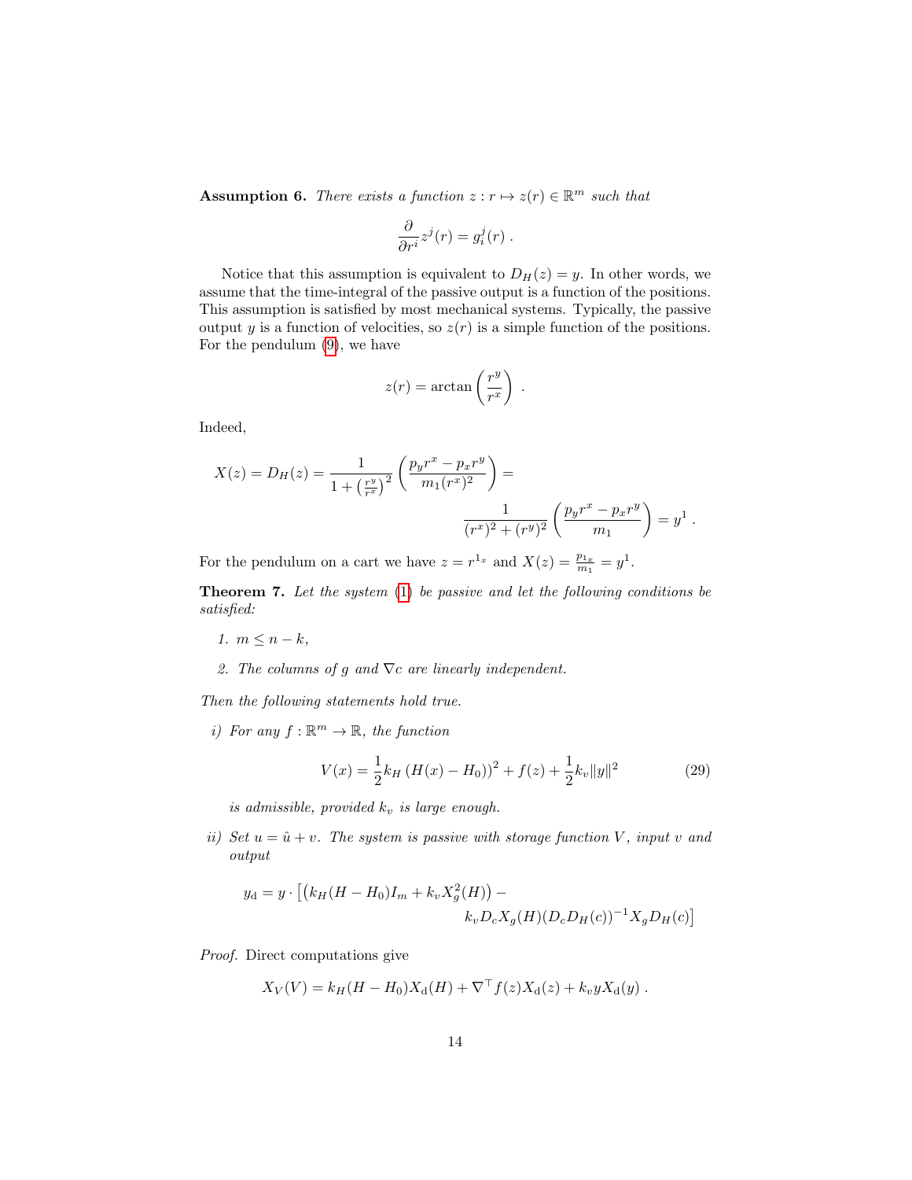**Assumption 6.** *There exists a function $z : r \mapsto z(r) \in \mathbb{R}^m$ such that*

$$\frac{\partial}{\partial r^i} z^j(r) = g_i^j(r) \ .$$

Notice that this assumption is equivalent to $D_H(z) = y$. In other words, we assume that the time-integral of the passive output is a function of the positions. This assumption is satisfied by most mechanical systems. Typically, the passive output $y$ is a function of velocities, so $z(r)$ is a simple function of the positions. For the pendulum (9), we have

$$z(r) = \arctan\left(\frac{r^y}{r^x}\right) \ .$$

Indeed,

$$X(z) = D_H(z) = \frac{1}{1 + \left(\frac{r^y}{r^x}\right)^2} \left(\frac{p_y r^x - p_x r^y}{m_1 (r^x)^2}\right) = \frac{1}{(r^x)^2 + (r^y)^2} \left(\frac{p_y r^x - p_x r^y}{m_1}\right) = y^1 \ .$$

For the pendulum on a cart we have $z = r^{1_x}$ and $X(z) = \frac{p_{1_x}}{m_1} = y^1$.

**Theorem 7.** *Let the system* (1) *be passive and let the following conditions be satisfied:*

1. *$m \leq n - k$,*
2. *The columns of $g$ and $\nabla c$ are linearly independent.*

*Then the following statements hold true.*

*i) For any $f : \mathbb{R}^m \to \mathbb{R}$, the function*

$$V(x) = \frac{1}{2} k_H \left(H(x) - H_0\right)^2 + f(z) + \frac{1}{2} k_v \|y\|^2 \tag{29}$$

*is admissible, provided $k_v$ is large enough.*

*ii) Set $u = \hat{u} + v$. The system is passive with storage function $V$, input $v$ and output*

$$y_{\mathrm{d}} = y \cdot \left[\left(k_H (H - H_0) I_m + k_v X_g^2(H)\right) - k_v D_c X_g(H) (D_c D_H(c))^{-1} X_g D_H(c)\right]$$

*Proof.* Direct computations give

$$X_V(V) = k_H (H - H_0) X_{\mathrm{d}}(H) + \nabla^\top f(z) X_{\mathrm{d}}(z) + k_v y X_{\mathrm{d}}(y) \ .$$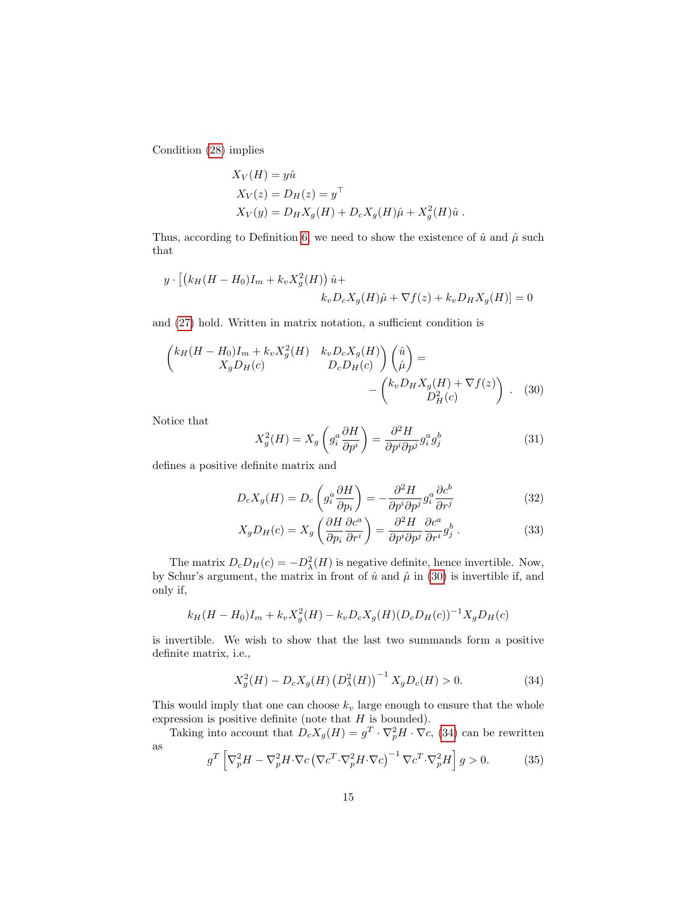Condition (28) implies

$$
\begin{aligned}
&X_V(H) = y\hat{u} \\
&X_V(z) = D_H(z) = y^\top \\
&X_V(y) = D_H X_g(H) + D_c X_g(H)\hat{\mu} + X_g^2(H)\hat{u} \,.
\end{aligned}
$$

Thus, according to Definition 6, we need to show the existence of $\hat{u}$ and $\hat{\mu}$ such that

$$
y \cdot \left[ \left(k_H(H - H_0)I_m + k_v X_g^2(H)\right)\hat{u} + k_v D_c X_g(H)\hat{\mu} + \nabla f(z) + k_v D_H X_g(H)\right] = 0
$$

and (27) hold. Written in matrix notation, a sufficient condition is

$$
\begin{pmatrix} k_H(H - H_0)I_m + k_v X_g^2(H) & k_v D_c X_g(H) \\ X_g D_H(c) & D_c D_H(c) \end{pmatrix} \begin{pmatrix} \hat{u} \\ \hat{\mu} \end{pmatrix} = - \begin{pmatrix} k_v D_H X_g(H) + \nabla f(z) \\ D_H^2(c) \end{pmatrix} \,. \quad (30)
$$

Notice that

$$
X_g^2(H) = X_g\left(g_i^a \frac{\partial H}{\partial p^i}\right) = \frac{\partial^2 H}{\partial p^i \partial p^j} g_i^a g_j^b \quad (31)
$$

defines a positive definite matrix and

$$
D_c X_g(H) = D_c\left(g_i^a \frac{\partial H}{\partial p_i}\right) = -\frac{\partial^2 H}{\partial p^i \partial p^j} g_i^a \frac{\partial c^b}{\partial r^j} \quad (32)
$$

$$
X_g D_H(c) = X_g\left(\frac{\partial H}{\partial p_i}\frac{\partial c^a}{\partial r^i}\right) = \frac{\partial^2 H}{\partial p^i \partial p^j}\frac{\partial c^a}{\partial r^i} g_j^b \,. \quad (33)
$$

The matrix $D_c D_H(c) = -D_\lambda^2(H)$ is negative definite, hence invertible. Now, by Schur's argument, the matrix in front of $\hat{u}$ and $\hat{\mu}$ in (30) is invertible if, and only if,

$$
k_H(H - H_0)I_m + k_v X_g^2(H) - k_v D_c X_g(H)(D_c D_H(c))^{-1} X_g D_H(c)
$$

is invertible. We wish to show that the last two summands form a positive definite matrix, i.e.,

$$
X_g^2(H) - D_c X_g(H)\left(D_\lambda^2(H)\right)^{-1} X_g D_c(H) > 0. \quad (34)
$$

This would imply that one can choose $k_v$ large enough to ensure that the whole expression is positive definite (note that $H$ is bounded).

Taking into account that $D_c X_g(H) = g^T \cdot \nabla_p^2 H \cdot \nabla c$, (34) can be rewritten as

$$
g^T \left[\nabla_p^2 H - \nabla_p^2 H \cdot \nabla c \left(\nabla c^T \cdot \nabla_p^2 H \cdot \nabla c\right)^{-1} \nabla c^T \cdot \nabla_p^2 H\right] g > 0. \quad (35)
$$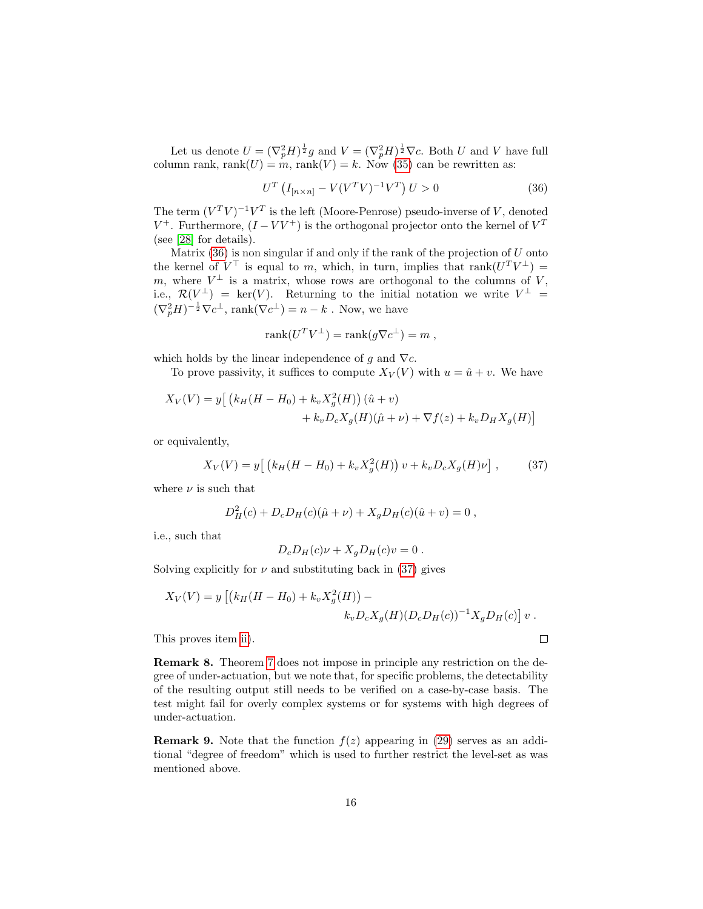Let us denote $U = (\nabla_p^2 H)^{\frac{1}{2}} g$ and $V = (\nabla_p^2 H)^{\frac{1}{2}} \nabla c$. Both $U$ and $V$ have full column rank, $\operatorname{rank}(U) = m$, $\operatorname{rank}(V) = k$. Now (35) can be rewritten as:

$$U^T \left( I_{[n\times n]} - V(V^T V)^{-1} V^T \right) U > 0 \tag{36}$$

The term $(V^T V)^{-1} V^T$ is the left (Moore-Penrose) pseudo-inverse of $V$, denoted $V^+$. Furthermore, $(I - VV^+)$ is the orthogonal projector onto the kernel of $V^T$ (see [28] for details).

Matrix (36) is non singular if and only if the rank of the projection of $U$ onto the kernel of $V^\top$ is equal to $m$, which, in turn, implies that $\operatorname{rank}(U^T V^\perp) = m$, where $V^\perp$ is a matrix, whose rows are orthogonal to the columns of $V$, i.e., $\mathcal{R}(V^\perp) = \ker(V)$. Returning to the initial notation we write $V^\perp = (\nabla_p^2 H)^{-\frac{1}{2}} \nabla c^\perp$, $\operatorname{rank}(\nabla c^\perp) = n - k$ . Now, we have

$$\operatorname{rank}(U^T V^\perp) = \operatorname{rank}(g \nabla c^\perp) = m \ ,$$

which holds by the linear independence of $g$ and $\nabla c$.

To prove passivity, it suffices to compute $X_V(V)$ with $u = \hat{u} + v$. We have

$$\begin{aligned} X_V(V) = y\big[ \left( k_H(H - H_0) + k_v X_g^2(H) \right) (\hat{u} + v) \\ + k_v D_c X_g(H)(\hat{\mu} + \nu) + \nabla f(z) + k_v D_H X_g(H) \big] \end{aligned}$$

or equivalently,

$$X_V(V) = y\big[ \left( k_H(H - H_0) + k_v X_g^2(H) \right) v + k_v D_c X_g(H) \nu \big] \ , \tag{37}$$

where $\nu$ is such that

$$D_H^2(c) + D_c D_H(c)(\hat{\mu} + \nu) + X_g D_H(c)(\hat{u} + v) = 0 \ ,$$

i.e., such that

$$D_c D_H(c) \nu + X_g D_H(c) v = 0 \ .$$

Solving explicitly for $\nu$ and substituting back in (37) gives

$$\begin{aligned} X_V(V) = y \big[ \left( k_H(H - H_0) + k_v X_g^2(H) \right) - \\ k_v D_c X_g(H) (D_c D_H(c))^{-1} X_g D_H(c) \big] \, v \ . \end{aligned}$$

This proves item ii). ∎

**Remark 8.** Theorem 7 does not impose in principle any restriction on the degree of under-actuation, but we note that, for specific problems, the detectability of the resulting output still needs to be verified on a case-by-case basis. The test might fail for overly complex systems or for systems with high degrees of under-actuation.

**Remark 9.** Note that the function $f(z)$ appearing in (29) serves as an additional "degree of freedom" which is used to further restrict the level-set as was mentioned above.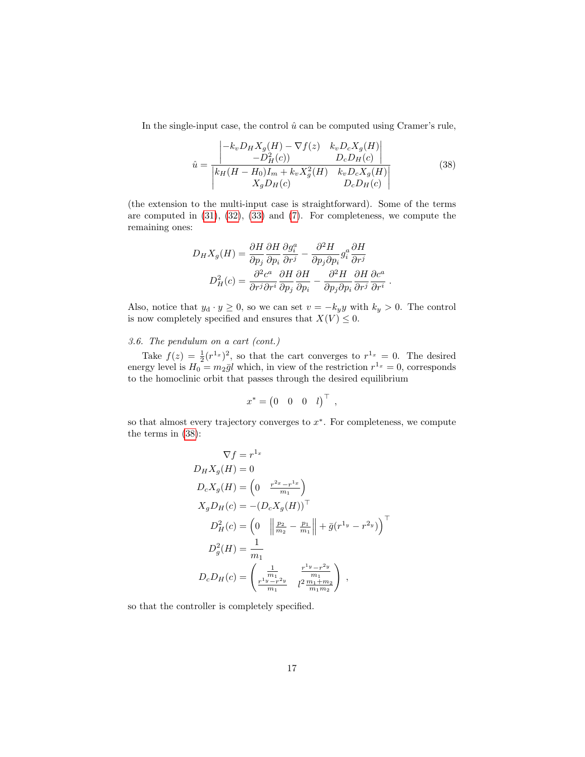In the single-input case, the control $\hat{u}$ can be computed using Cramer's rule,

$$
\hat{u} = \frac{\begin{vmatrix} -k_v D_H X_g(H) - \nabla f(z) & k_v D_c X_g(H) \\ -D_H^2(c)) & D_c D_H(c) \end{vmatrix}}{\begin{vmatrix} k_H(H - H_0) I_m + k_v X_g^2(H) & k_v D_c X_g(H) \\ X_g D_H(c) & D_c D_H(c) \end{vmatrix}} \tag{38}
$$

(the extension to the multi-input case is straightforward). Some of the terms are computed in (31), (32), (33) and (7). For completeness, we compute the remaining ones:

$$
\begin{aligned}
D_H X_g(H) &= \frac{\partial H}{\partial p_j} \frac{\partial H}{\partial p_i} \frac{\partial g_i^a}{\partial r^j} - \frac{\partial^2 H}{\partial p_j \partial p_i} g_i^a \frac{\partial H}{\partial r^j} \\
D_H^2(c) &= \frac{\partial^2 c^a}{\partial r^j \partial r^i} \frac{\partial H}{\partial p_j} \frac{\partial H}{\partial p_i} - \frac{\partial^2 H}{\partial p_j \partial p_i} \frac{\partial H}{\partial r^j} \frac{\partial c^a}{\partial r^i} \,.
\end{aligned}
$$

Also, notice that $y_{\mathrm{d}} \cdot y \geq 0$, so we can set $v = -k_y y$ with $k_y > 0$. The control is now completely specified and ensures that $X(V) \leq 0$.

### *3.6. The pendulum on a cart (cont.)*

Take $f(z) = \frac{1}{2}(r^{1_x})^2$, so that the cart converges to $r^{1_x} = 0$. The desired energy level is $H_0 = m_2 \bar{g} l$ which, in view of the restriction $r^{1_x} = 0$, corresponds to the homoclinic orbit that passes through the desired equilibrium

$$
x^* = \begin{pmatrix} 0 & 0 & 0 & l \end{pmatrix}^\top \,,
$$

so that almost every trajectory converges to $x^*$. For completeness, we compute the terms in (38):

$$
\begin{aligned}
\nabla f &= r^{1_x} \\
D_H X_g(H) &= 0 \\
D_c X_g(H) &= \begin{pmatrix} 0 & \frac{r^{2_x} - r^{1_x}}{m_1} \end{pmatrix} \\
X_g D_H(c) &= -(D_c X_g(H))^\top \\
D_H^2(c) &= \begin{pmatrix} 0 & \left\| \frac{p_2}{m_2} - \frac{p_1}{m_1} \right\| + \bar{g}(r^{1_y} - r^{2_y}) \end{pmatrix}^\top \\
D_g^2(H) &= \frac{1}{m_1} \\
D_c D_H(c) &= \begin{pmatrix} \frac{1}{m_1} & \frac{r^{1_y} - r^{2_y}}{m_1} \\ \frac{r^{1_y} - r^{2_y}}{m_1} & l^2 \frac{m_1 + m_2}{m_1 m_2} \end{pmatrix} \,,
\end{aligned}
$$

so that the controller is completely specified.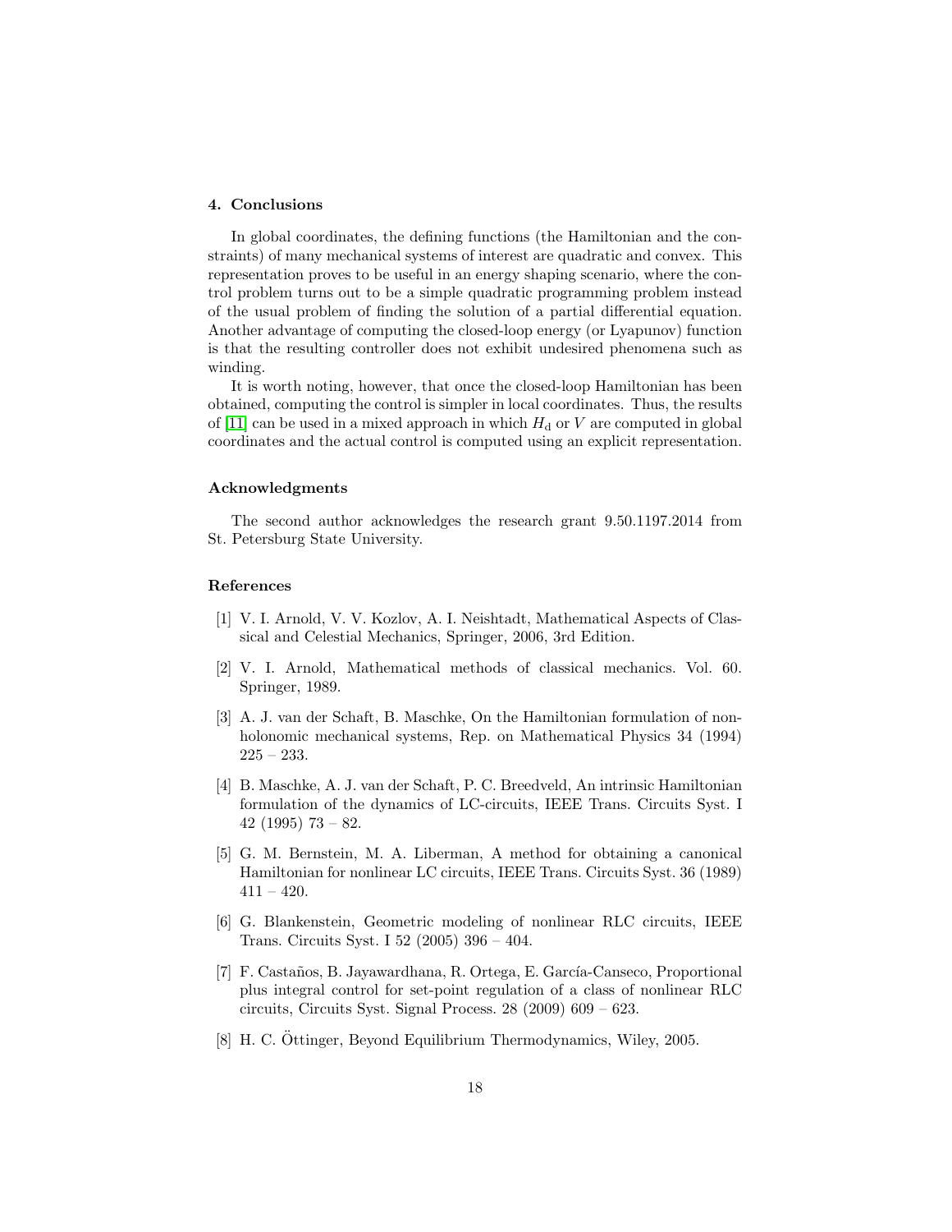## 4. Conclusions

In global coordinates, the defining functions (the Hamiltonian and the constraints) of many mechanical systems of interest are quadratic and convex. This representation proves to be useful in an energy shaping scenario, where the control problem turns out to be a simple quadratic programming problem instead of the usual problem of finding the solution of a partial differential equation. Another advantage of computing the closed-loop energy (or Lyapunov) function is that the resulting controller does not exhibit undesired phenomena such as winding.

It is worth noting, however, that once the closed-loop Hamiltonian has been obtained, computing the control is simpler in local coordinates. Thus, the results of [11] can be used in a mixed approach in which $H_{\mathrm{d}}$ or $V$ are computed in global coordinates and the actual control is computed using an explicit representation.

### Acknowledgments

The second author acknowledges the research grant 9.50.1197.2014 from St. Petersburg State University.

### References

[1] V. I. Arnold, V. V. Kozlov, A. I. Neishtadt, Mathematical Aspects of Classical and Celestial Mechanics, Springer, 2006, 3rd Edition.

[2] V. I. Arnold, Mathematical methods of classical mechanics. Vol. 60. Springer, 1989.

[3] A. J. van der Schaft, B. Maschke, On the Hamiltonian formulation of nonholonomic mechanical systems, Rep. on Mathematical Physics 34 (1994) 225 – 233.

[4] B. Maschke, A. J. van der Schaft, P. C. Breedveld, An intrinsic Hamiltonian formulation of the dynamics of LC-circuits, IEEE Trans. Circuits Syst. I 42 (1995) 73 – 82.

[5] G. M. Bernstein, M. A. Liberman, A method for obtaining a canonical Hamiltonian for nonlinear LC circuits, IEEE Trans. Circuits Syst. 36 (1989) 411 – 420.

[6] G. Blankenstein, Geometric modeling of nonlinear RLC circuits, IEEE Trans. Circuits Syst. I 52 (2005) 396 – 404.

[7] F. Castaños, B. Jayawardhana, R. Ortega, E. García-Canseco, Proportional plus integral control for set-point regulation of a class of nonlinear RLC circuits, Circuits Syst. Signal Process. 28 (2009) 609 – 623.

[8] H. C. Öttinger, Beyond Equilibrium Thermodynamics, Wiley, 2005.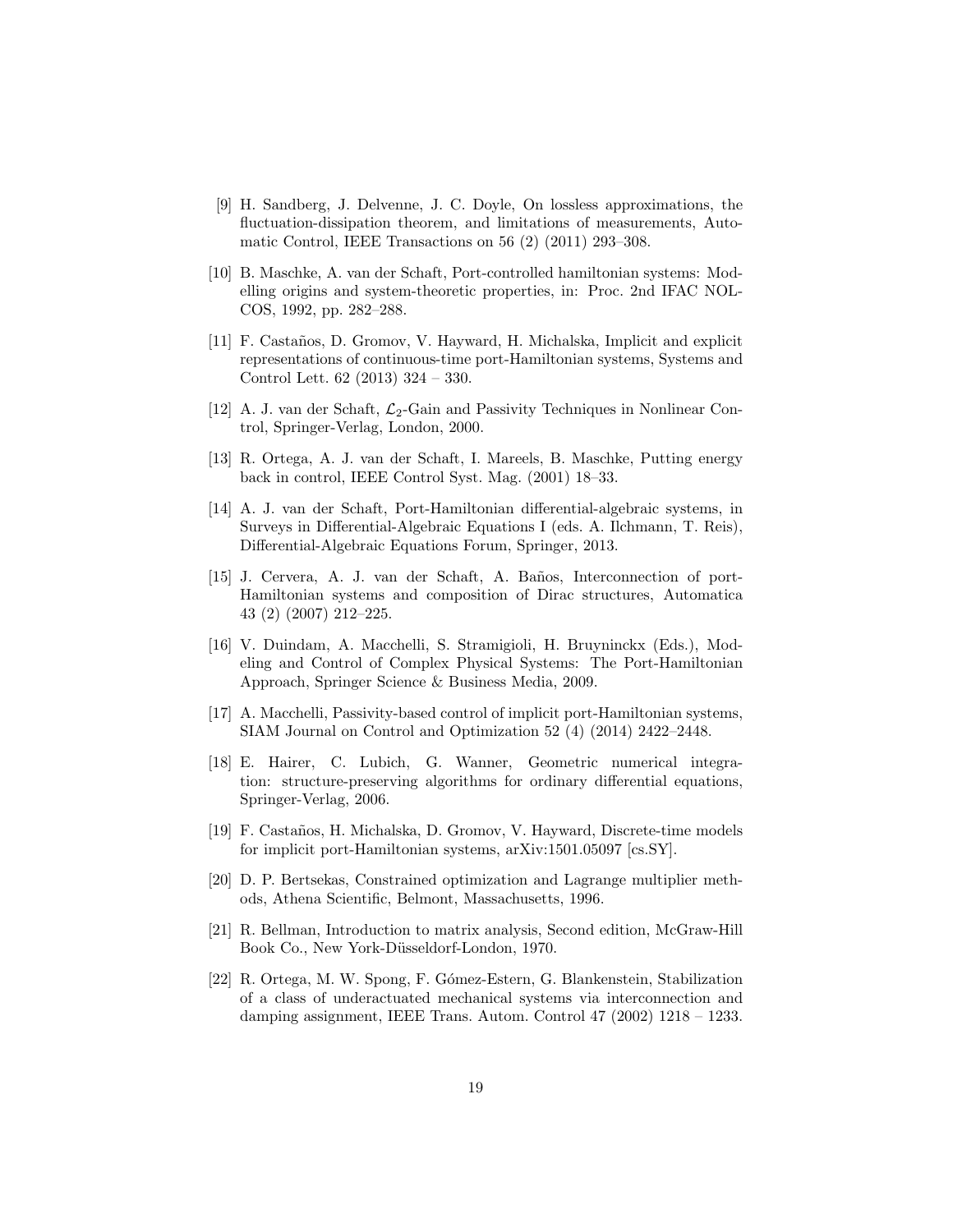[9] H. Sandberg, J. Delvenne, J. C. Doyle, On lossless approximations, the fluctuation-dissipation theorem, and limitations of measurements, Automatic Control, IEEE Transactions on 56 (2) (2011) 293–308.

[10] B. Maschke, A. van der Schaft, Port-controlled hamiltonian systems: Modelling origins and system-theoretic properties, in: Proc. 2nd IFAC NOLCOS, 1992, pp. 282–288.

[11] F. Castaños, D. Gromov, V. Hayward, H. Michalska, Implicit and explicit representations of continuous-time port-Hamiltonian systems, Systems and Control Lett. 62 (2013) 324 – 330.

[12] A. J. van der Schaft, $\mathcal{L}_2$-Gain and Passivity Techniques in Nonlinear Control, Springer-Verlag, London, 2000.

[13] R. Ortega, A. J. van der Schaft, I. Mareels, B. Maschke, Putting energy back in control, IEEE Control Syst. Mag. (2001) 18–33.

[14] A. J. van der Schaft, Port-Hamiltonian differential-algebraic systems, in Surveys in Differential-Algebraic Equations I (eds. A. Ilchmann, T. Reis), Differential-Algebraic Equations Forum, Springer, 2013.

[15] J. Cervera, A. J. van der Schaft, A. Baños, Interconnection of port-Hamiltonian systems and composition of Dirac structures, Automatica 43 (2) (2007) 212–225.

[16] V. Duindam, A. Macchelli, S. Stramigioli, H. Bruyninckx (Eds.), Modeling and Control of Complex Physical Systems: The Port-Hamiltonian Approach, Springer Science & Business Media, 2009.

[17] A. Macchelli, Passivity-based control of implicit port-Hamiltonian systems, SIAM Journal on Control and Optimization 52 (4) (2014) 2422–2448.

[18] E. Hairer, C. Lubich, G. Wanner, Geometric numerical integration: structure-preserving algorithms for ordinary differential equations, Springer-Verlag, 2006.

[19] F. Castaños, H. Michalska, D. Gromov, V. Hayward, Discrete-time models for implicit port-Hamiltonian systems, arXiv:1501.05097 [cs.SY].

[20] D. P. Bertsekas, Constrained optimization and Lagrange multiplier methods, Athena Scientific, Belmont, Massachusetts, 1996.

[21] R. Bellman, Introduction to matrix analysis, Second edition, McGraw-Hill Book Co., New York-Düsseldorf-London, 1970.

[22] R. Ortega, M. W. Spong, F. Gómez-Estern, G. Blankenstein, Stabilization of a class of underactuated mechanical systems via interconnection and damping assignment, IEEE Trans. Autom. Control 47 (2002) 1218 – 1233.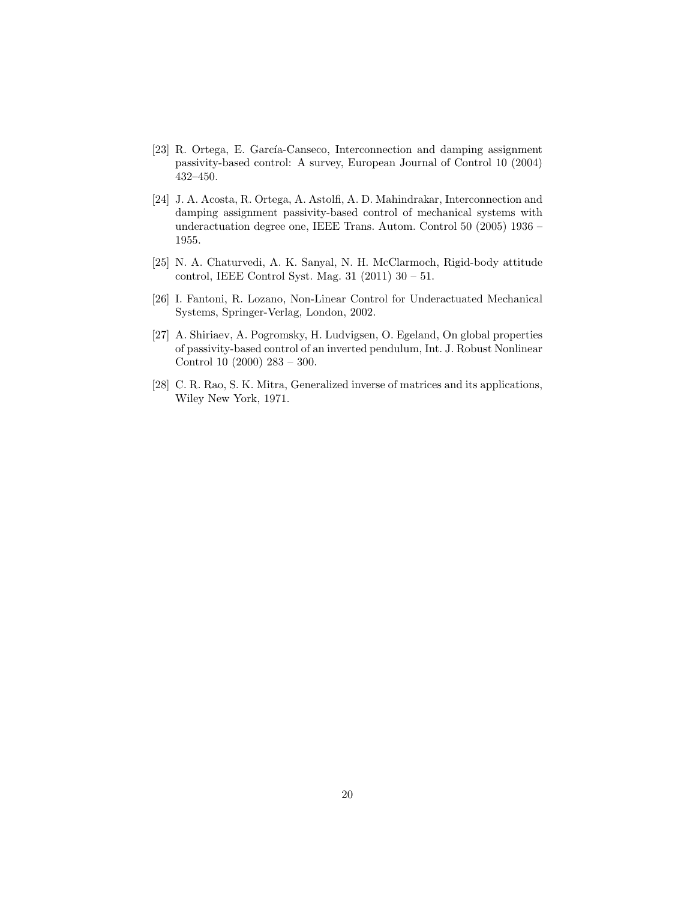[23] R. Ortega, E. García-Canseco, Interconnection and damping assignment passivity-based control: A survey, European Journal of Control 10 (2004) 432–450.

[24] J. A. Acosta, R. Ortega, A. Astolfi, A. D. Mahindrakar, Interconnection and damping assignment passivity-based control of mechanical systems with underactuation degree one, IEEE Trans. Autom. Control 50 (2005) 1936 – 1955.

[25] N. A. Chaturvedi, A. K. Sanyal, N. H. McClarmoch, Rigid-body attitude control, IEEE Control Syst. Mag. 31 (2011) 30 – 51.

[26] I. Fantoni, R. Lozano, Non-Linear Control for Underactuated Mechanical Systems, Springer-Verlag, London, 2002.

[27] A. Shiriaev, A. Pogromsky, H. Ludvigsen, O. Egeland, On global properties of passivity-based control of an inverted pendulum, Int. J. Robust Nonlinear Control 10 (2000) 283 – 300.

[28] C. R. Rao, S. K. Mitra, Generalized inverse of matrices and its applications, Wiley New York, 1971.